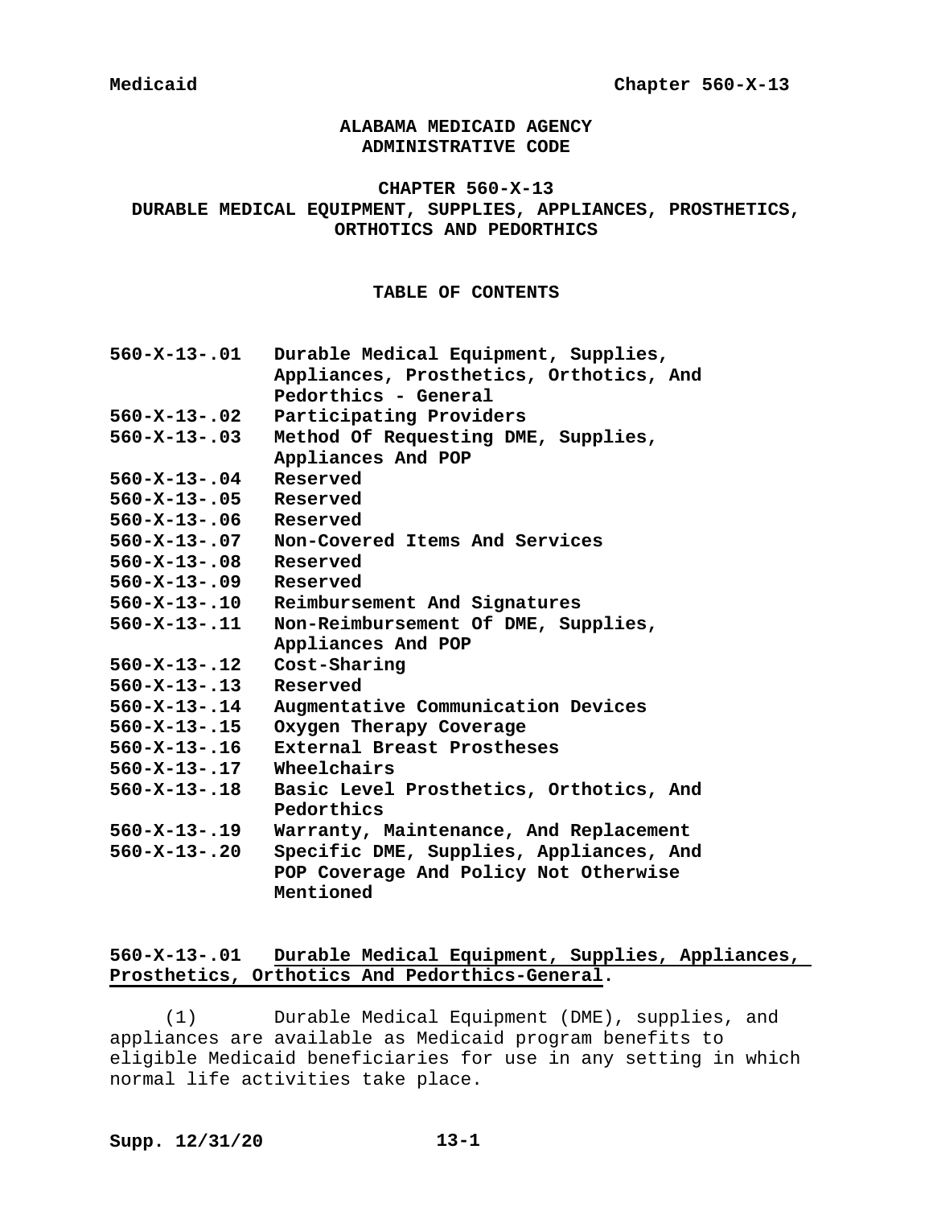# ALABAMA MEDICAID AGENCY
# ADMINISTRATIVE CODE

## CHAPTER 560-X-13
## DURABLE MEDICAL EQUIPMENT, SUPPLIES, APPLIANCES, PROSTHETICS, ORTHOTICS AND PEDORTHICS

### TABLE OF CONTENTS

| | |
|---|---|
| **560-X-13-.01** | **Durable Medical Equipment, Supplies, Appliances, Prosthetics, Orthotics, And Pedorthics - General** |
| **560-X-13-.02** | **Participating Providers** |
| **560-X-13-.03** | **Method Of Requesting DME, Supplies, Appliances And POP** |
| **560-X-13-.04** | **Reserved** |
| **560-X-13-.05** | **Reserved** |
| **560-X-13-.06** | **Reserved** |
| **560-X-13-.07** | **Non-Covered Items And Services** |
| **560-X-13-.08** | **Reserved** |
| **560-X-13-.09** | **Reserved** |
| **560-X-13-.10** | **Reimbursement And Signatures** |
| **560-X-13-.11** | **Non-Reimbursement Of DME, Supplies, Appliances And POP** |
| **560-X-13-.12** | **Cost-Sharing** |
| **560-X-13-.13** | **Reserved** |
| **560-X-13-.14** | **Augmentative Communication Devices** |
| **560-X-13-.15** | **Oxygen Therapy Coverage** |
| **560-X-13-.16** | **External Breast Prostheses** |
| **560-X-13-.17** | **Wheelchairs** |
| **560-X-13-.18** | **Basic Level Prosthetics, Orthotics, And Pedorthics** |
| **560-X-13-.19** | **Warranty, Maintenance, And Replacement** |
| **560-X-13-.20** | **Specific DME, Supplies, Appliances, And POP Coverage And Policy Not Otherwise Mentioned** |

**560-X-13-.01 Durable Medical Equipment, Supplies, Appliances, Prosthetics, Orthotics And Pedorthics-General.**

(1) Durable Medical Equipment (DME), supplies, and appliances are available as Medicaid program benefits to eligible Medicaid beneficiaries for use in any setting in which normal life activities take place.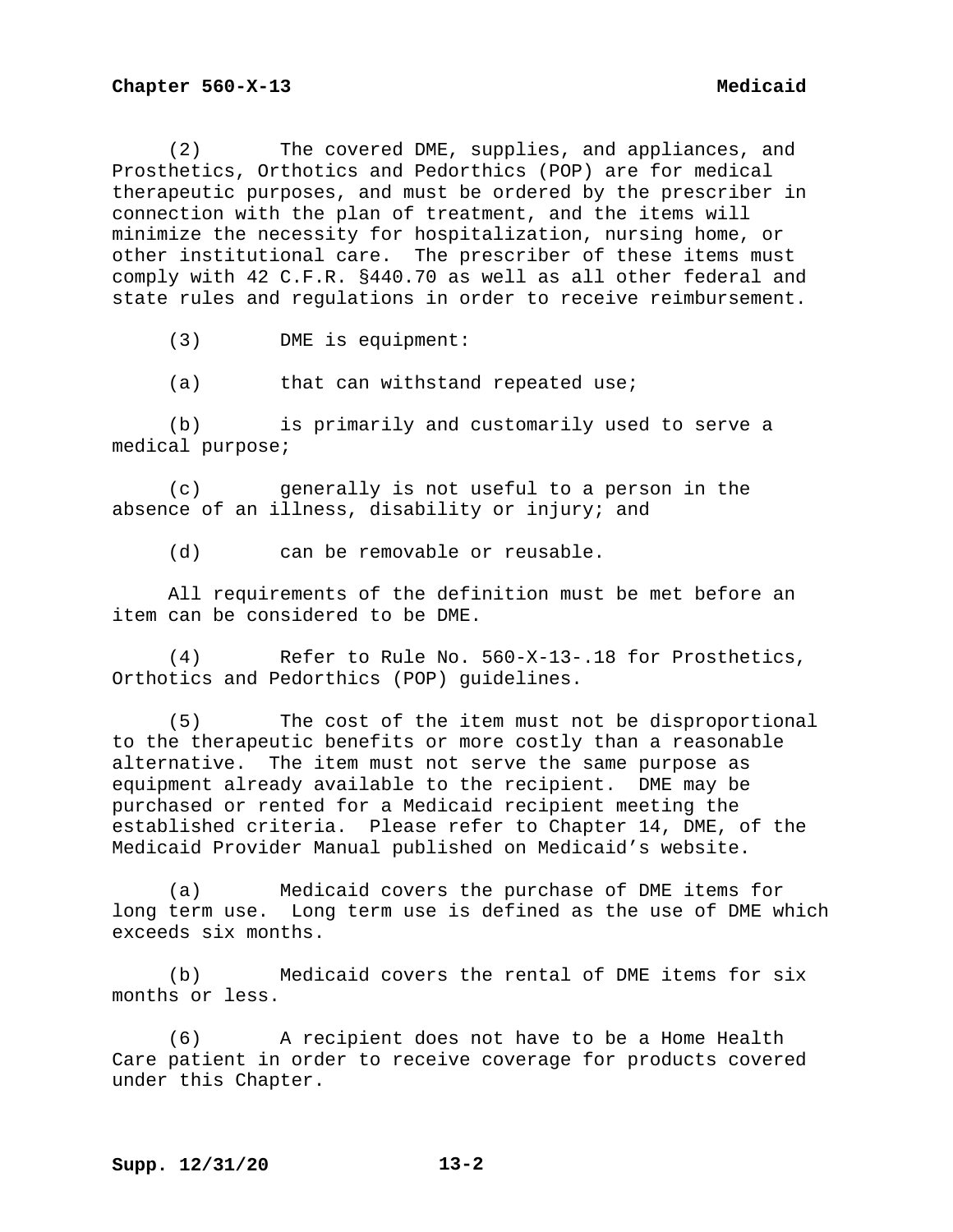(2) The covered DME, supplies, and appliances, and Prosthetics, Orthotics and Pedorthics (POP) are for medical therapeutic purposes, and must be ordered by the prescriber in connection with the plan of treatment, and the items will minimize the necessity for hospitalization, nursing home, or other institutional care. The prescriber of these items must comply with 42 C.F.R. §440.70 as well as all other federal and state rules and regulations in order to receive reimbursement.

(3) DME is equipment:

(a) that can withstand repeated use;

(b) is primarily and customarily used to serve a medical purpose;

(c) generally is not useful to a person in the absence of an illness, disability or injury; and

(d) can be removable or reusable.

All requirements of the definition must be met before an item can be considered to be DME.

(4) Refer to Rule No. 560-X-13-.18 for Prosthetics, Orthotics and Pedorthics (POP) guidelines.

(5) The cost of the item must not be disproportional to the therapeutic benefits or more costly than a reasonable alternative. The item must not serve the same purpose as equipment already available to the recipient. DME may be purchased or rented for a Medicaid recipient meeting the established criteria. Please refer to Chapter 14, DME, of the Medicaid Provider Manual published on Medicaid's website.

(a) Medicaid covers the purchase of DME items for long term use. Long term use is defined as the use of DME which exceeds six months.

(b) Medicaid covers the rental of DME items for six months or less.

(6) A recipient does not have to be a Home Health Care patient in order to receive coverage for products covered under this Chapter.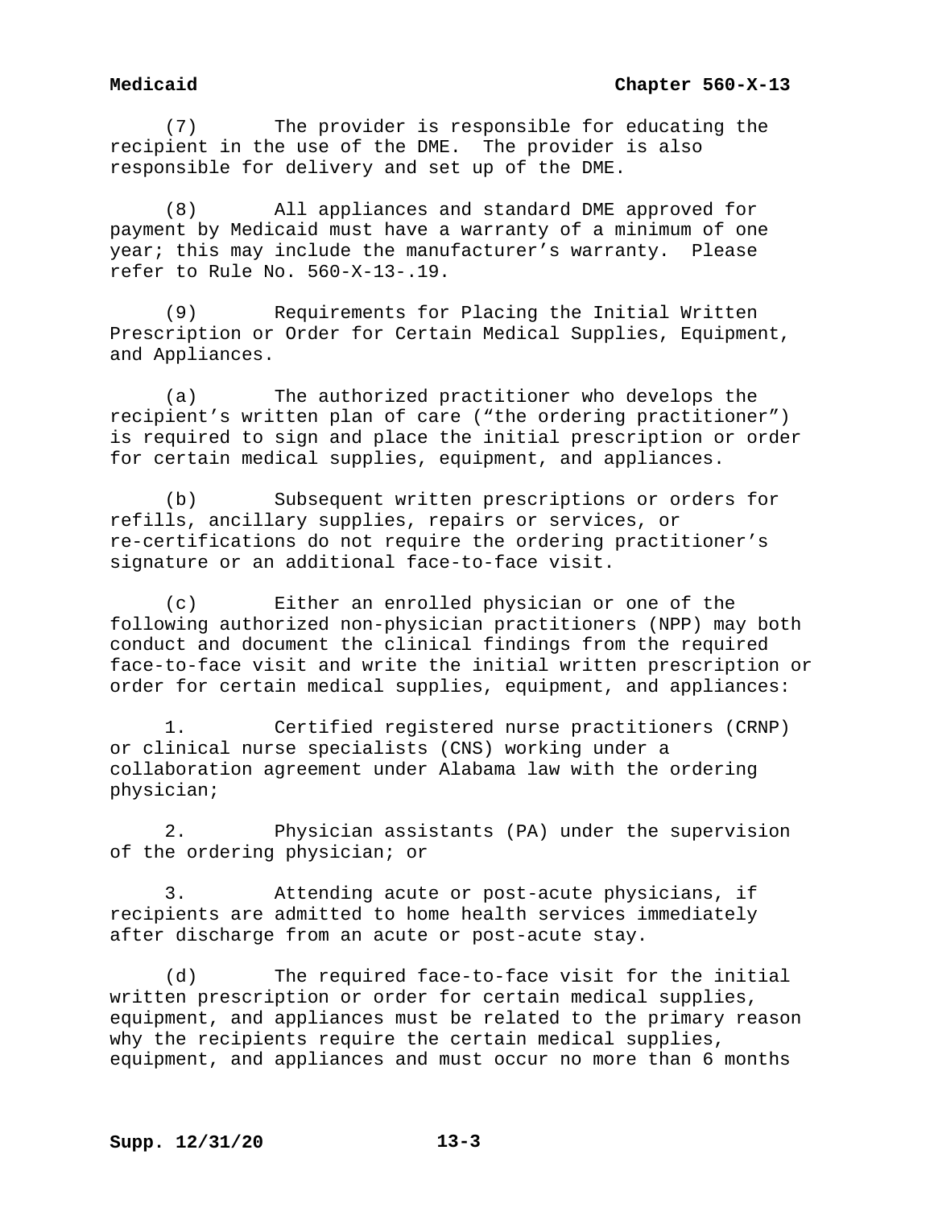(7) The provider is responsible for educating the recipient in the use of the DME. The provider is also responsible for delivery and set up of the DME.

(8) All appliances and standard DME approved for payment by Medicaid must have a warranty of a minimum of one year; this may include the manufacturer's warranty. Please refer to Rule No. 560-X-13-.19.

(9) Requirements for Placing the Initial Written Prescription or Order for Certain Medical Supplies, Equipment, and Appliances.

(a) The authorized practitioner who develops the recipient's written plan of care ("the ordering practitioner") is required to sign and place the initial prescription or order for certain medical supplies, equipment, and appliances.

(b) Subsequent written prescriptions or orders for refills, ancillary supplies, repairs or services, or re-certifications do not require the ordering practitioner's signature or an additional face-to-face visit.

(c) Either an enrolled physician or one of the following authorized non-physician practitioners (NPP) may both conduct and document the clinical findings from the required face-to-face visit and write the initial written prescription or order for certain medical supplies, equipment, and appliances:

1. Certified registered nurse practitioners (CRNP) or clinical nurse specialists (CNS) working under a collaboration agreement under Alabama law with the ordering physician;

2. Physician assistants (PA) under the supervision of the ordering physician; or

3. Attending acute or post-acute physicians, if recipients are admitted to home health services immediately after discharge from an acute or post-acute stay.

(d) The required face-to-face visit for the initial written prescription or order for certain medical supplies, equipment, and appliances must be related to the primary reason why the recipients require the certain medical supplies, equipment, and appliances and must occur no more than 6 months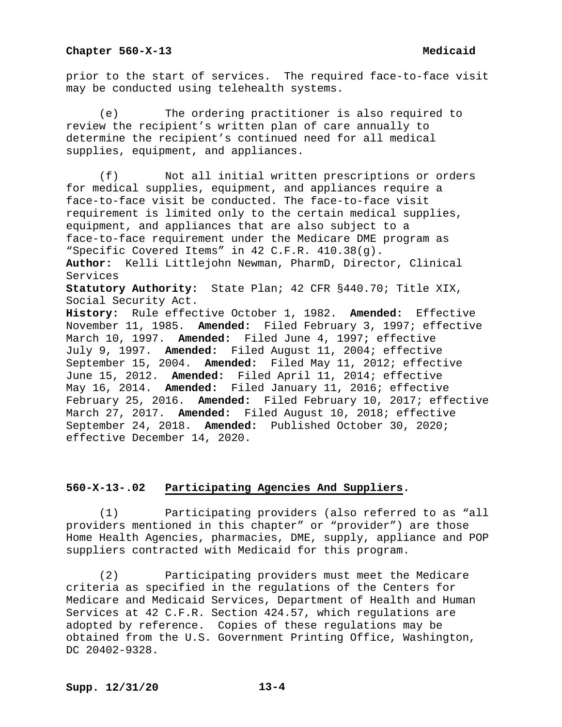prior to the start of services. The required face-to-face visit may be conducted using telehealth systems.

(e) The ordering practitioner is also required to review the recipient's written plan of care annually to determine the recipient's continued need for all medical supplies, equipment, and appliances.

(f) Not all initial written prescriptions or orders for medical supplies, equipment, and appliances require a face-to-face visit be conducted. The face-to-face visit requirement is limited only to the certain medical supplies, equipment, and appliances that are also subject to a face-to-face requirement under the Medicare DME program as "Specific Covered Items" in 42 C.F.R. 410.38(g).

**Author:** Kelli Littlejohn Newman, PharmD, Director, Clinical Services

**Statutory Authority:** State Plan; 42 CFR §440.70; Title XIX, Social Security Act.

**History:** Rule effective October 1, 1982. **Amended:** Effective November 11, 1985. **Amended:** Filed February 3, 1997; effective March 10, 1997. **Amended:** Filed June 4, 1997; effective July 9, 1997. **Amended:** Filed August 11, 2004; effective September 15, 2004. **Amended:** Filed May 11, 2012; effective June 15, 2012. **Amended:** Filed April 11, 2014; effective May 16, 2014. **Amended:** Filed January 11, 2016; effective February 25, 2016. **Amended:** Filed February 10, 2017; effective March 27, 2017. **Amended:** Filed August 10, 2018; effective September 24, 2018. **Amended:** Published October 30, 2020; effective December 14, 2020.

### 560-X-13-.02 Participating Agencies And Suppliers.

(1) Participating providers (also referred to as "all providers mentioned in this chapter" or "provider") are those Home Health Agencies, pharmacies, DME, supply, appliance and POP suppliers contracted with Medicaid for this program.

(2) Participating providers must meet the Medicare criteria as specified in the regulations of the Centers for Medicare and Medicaid Services, Department of Health and Human Services at 42 C.F.R. Section 424.57, which regulations are adopted by reference. Copies of these regulations may be obtained from the U.S. Government Printing Office, Washington, DC 20402-9328.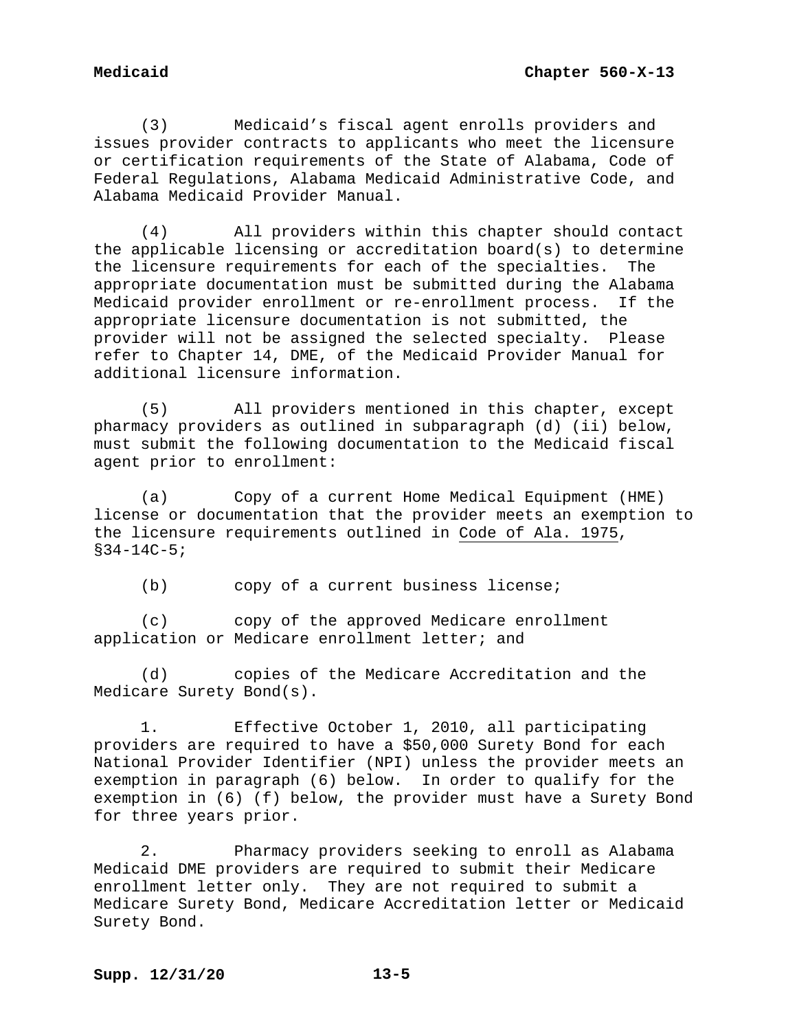(3) Medicaid's fiscal agent enrolls providers and issues provider contracts to applicants who meet the licensure or certification requirements of the State of Alabama, Code of Federal Regulations, Alabama Medicaid Administrative Code, and Alabama Medicaid Provider Manual.

(4) All providers within this chapter should contact the applicable licensing or accreditation board(s) to determine the licensure requirements for each of the specialties. The appropriate documentation must be submitted during the Alabama Medicaid provider enrollment or re-enrollment process. If the appropriate licensure documentation is not submitted, the provider will not be assigned the selected specialty. Please refer to Chapter 14, DME, of the Medicaid Provider Manual for additional licensure information.

(5) All providers mentioned in this chapter, except pharmacy providers as outlined in subparagraph (d) (ii) below, must submit the following documentation to the Medicaid fiscal agent prior to enrollment:

(a) Copy of a current Home Medical Equipment (HME) license or documentation that the provider meets an exemption to the licensure requirements outlined in Code of Ala. 1975, §34-14C-5;

(b) copy of a current business license;

(c) copy of the approved Medicare enrollment application or Medicare enrollment letter; and

(d) copies of the Medicare Accreditation and the Medicare Surety Bond(s).

1. Effective October 1, 2010, all participating providers are required to have a $50,000 Surety Bond for each National Provider Identifier (NPI) unless the provider meets an exemption in paragraph (6) below. In order to qualify for the exemption in (6) (f) below, the provider must have a Surety Bond for three years prior.

2. Pharmacy providers seeking to enroll as Alabama Medicaid DME providers are required to submit their Medicare enrollment letter only. They are not required to submit a Medicare Surety Bond, Medicare Accreditation letter or Medicaid Surety Bond.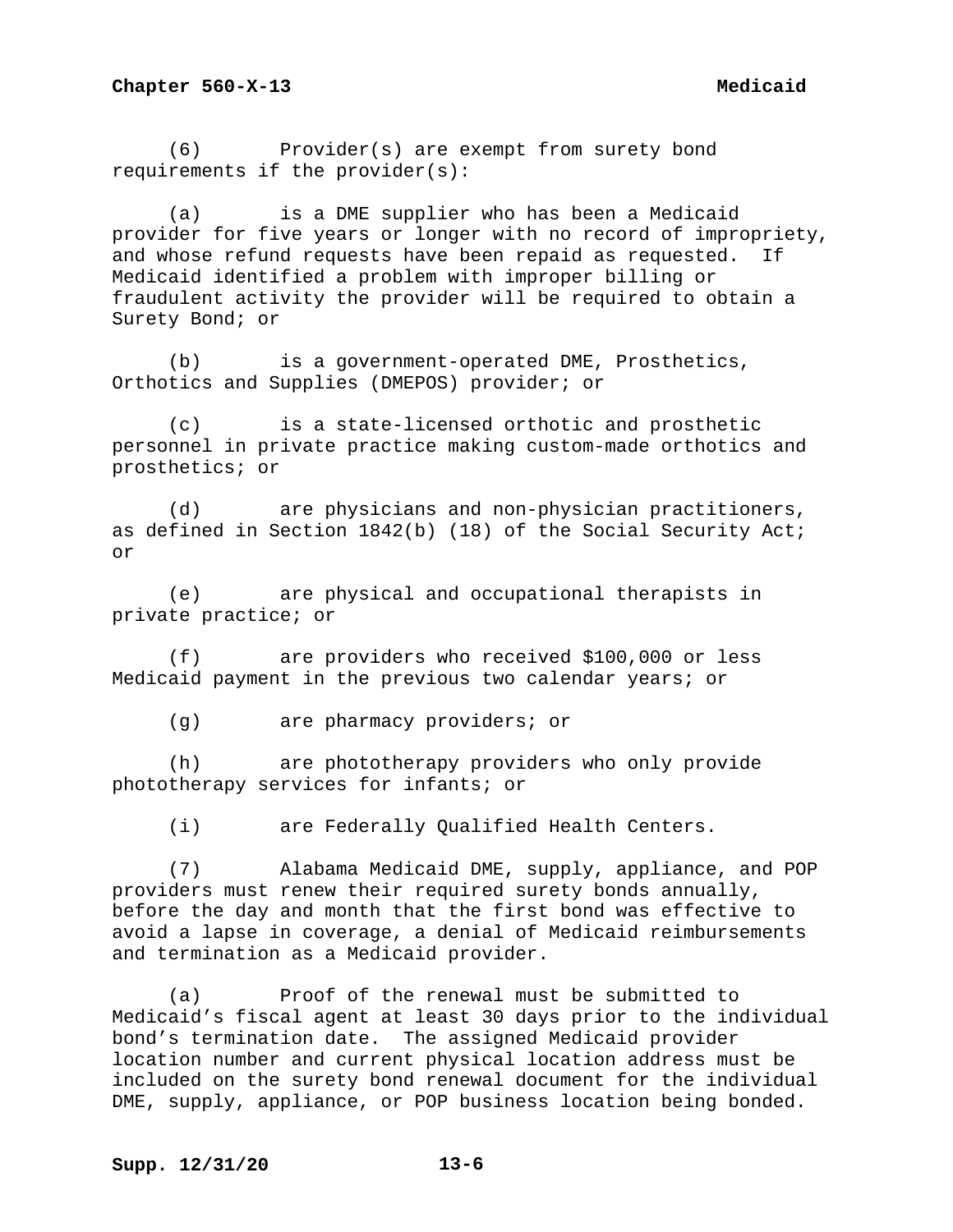(6) Provider(s) are exempt from surety bond requirements if the provider(s):

(a) is a DME supplier who has been a Medicaid provider for five years or longer with no record of impropriety, and whose refund requests have been repaid as requested. If Medicaid identified a problem with improper billing or fraudulent activity the provider will be required to obtain a Surety Bond; or

(b) is a government-operated DME, Prosthetics, Orthotics and Supplies (DMEPOS) provider; or

(c) is a state-licensed orthotic and prosthetic personnel in private practice making custom-made orthotics and prosthetics; or

(d) are physicians and non-physician practitioners, as defined in Section 1842(b) (18) of the Social Security Act; or

(e) are physical and occupational therapists in private practice; or

(f) are providers who received $100,000 or less Medicaid payment in the previous two calendar years; or

(g) are pharmacy providers; or

(h) are phototherapy providers who only provide phototherapy services for infants; or

(i) are Federally Qualified Health Centers.

(7) Alabama Medicaid DME, supply, appliance, and POP providers must renew their required surety bonds annually, before the day and month that the first bond was effective to avoid a lapse in coverage, a denial of Medicaid reimbursements and termination as a Medicaid provider.

(a) Proof of the renewal must be submitted to Medicaid's fiscal agent at least 30 days prior to the individual bond's termination date. The assigned Medicaid provider location number and current physical location address must be included on the surety bond renewal document for the individual DME, supply, appliance, or POP business location being bonded.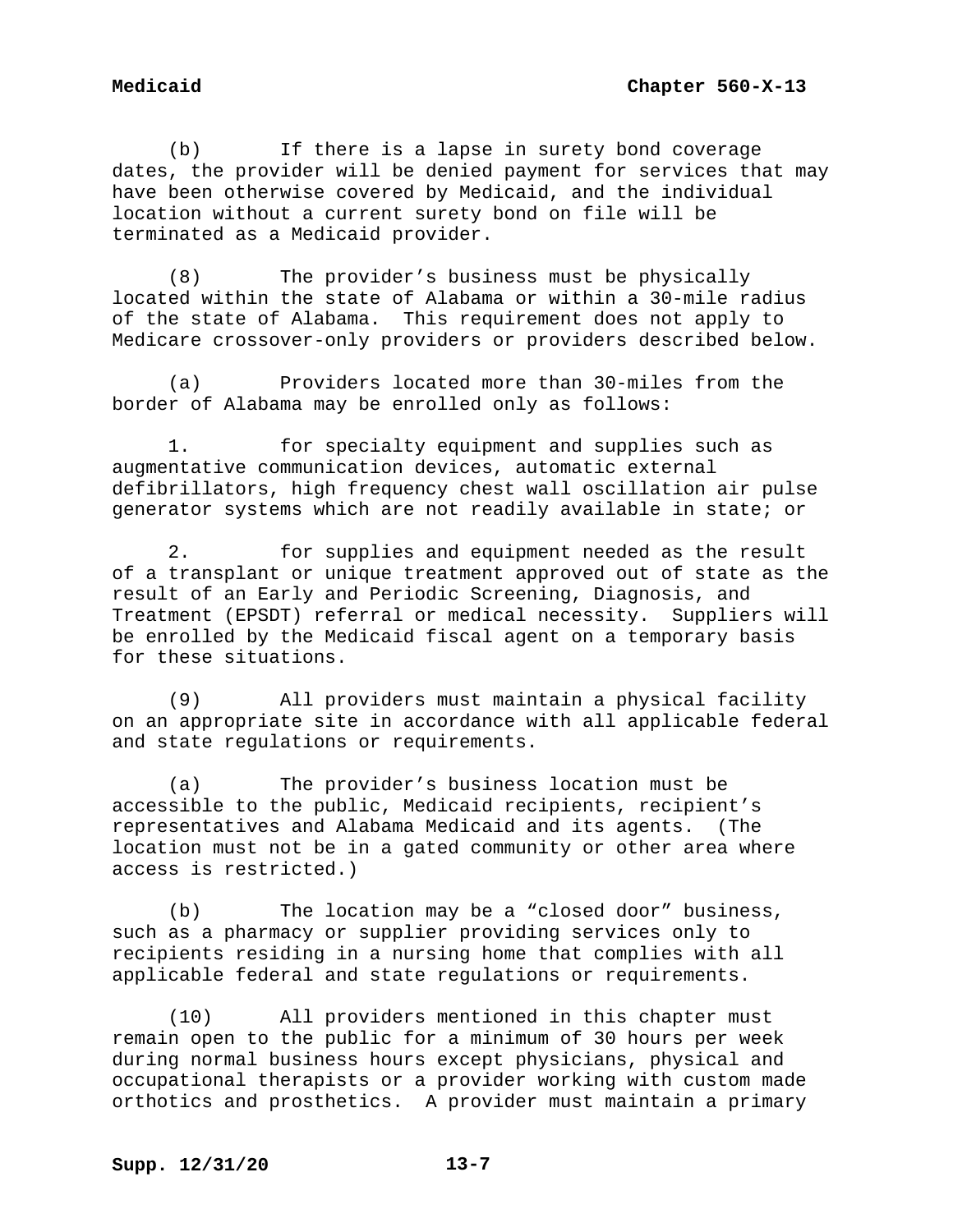(b) If there is a lapse in surety bond coverage dates, the provider will be denied payment for services that may have been otherwise covered by Medicaid, and the individual location without a current surety bond on file will be terminated as a Medicaid provider.

(8) The provider's business must be physically located within the state of Alabama or within a 30-mile radius of the state of Alabama. This requirement does not apply to Medicare crossover-only providers or providers described below.

(a) Providers located more than 30-miles from the border of Alabama may be enrolled only as follows:

1. for specialty equipment and supplies such as augmentative communication devices, automatic external defibrillators, high frequency chest wall oscillation air pulse generator systems which are not readily available in state; or

2. for supplies and equipment needed as the result of a transplant or unique treatment approved out of state as the result of an Early and Periodic Screening, Diagnosis, and Treatment (EPSDT) referral or medical necessity. Suppliers will be enrolled by the Medicaid fiscal agent on a temporary basis for these situations.

(9) All providers must maintain a physical facility on an appropriate site in accordance with all applicable federal and state regulations or requirements.

(a) The provider's business location must be accessible to the public, Medicaid recipients, recipient's representatives and Alabama Medicaid and its agents. (The location must not be in a gated community or other area where access is restricted.)

(b) The location may be a "closed door" business, such as a pharmacy or supplier providing services only to recipients residing in a nursing home that complies with all applicable federal and state regulations or requirements.

(10) All providers mentioned in this chapter must remain open to the public for a minimum of 30 hours per week during normal business hours except physicians, physical and occupational therapists or a provider working with custom made orthotics and prosthetics. A provider must maintain a primary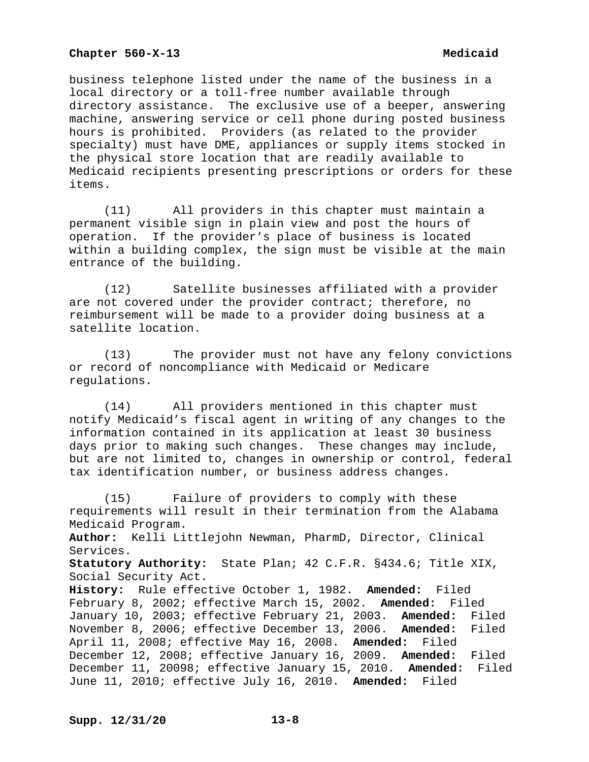business telephone listed under the name of the business in a local directory or a toll-free number available through directory assistance. The exclusive use of a beeper, answering machine, answering service or cell phone during posted business hours is prohibited. Providers (as related to the provider specialty) must have DME, appliances or supply items stocked in the physical store location that are readily available to Medicaid recipients presenting prescriptions or orders for these items.

(11) All providers in this chapter must maintain a permanent visible sign in plain view and post the hours of operation. If the provider's place of business is located within a building complex, the sign must be visible at the main entrance of the building.

(12) Satellite businesses affiliated with a provider are not covered under the provider contract; therefore, no reimbursement will be made to a provider doing business at a satellite location.

(13) The provider must not have any felony convictions or record of noncompliance with Medicaid or Medicare regulations.

(14) All providers mentioned in this chapter must notify Medicaid's fiscal agent in writing of any changes to the information contained in its application at least 30 business days prior to making such changes. These changes may include, but are not limited to, changes in ownership or control, federal tax identification number, or business address changes.

(15) Failure of providers to comply with these requirements will result in their termination from the Alabama Medicaid Program.

**Author:** Kelli Littlejohn Newman, PharmD, Director, Clinical Services.

**Statutory Authority:** State Plan; 42 C.F.R. §434.6; Title XIX, Social Security Act.

**History:** Rule effective October 1, 1982. **Amended:** Filed February 8, 2002; effective March 15, 2002. **Amended:** Filed January 10, 2003; effective February 21, 2003. **Amended:** Filed November 8, 2006; effective December 13, 2006. **Amended:** Filed April 11, 2008; effective May 16, 2008. **Amended:** Filed December 12, 2008; effective January 16, 2009. **Amended:** Filed December 11, 20098; effective January 15, 2010. **Amended:** Filed June 11, 2010; effective July 16, 2010. **Amended:** Filed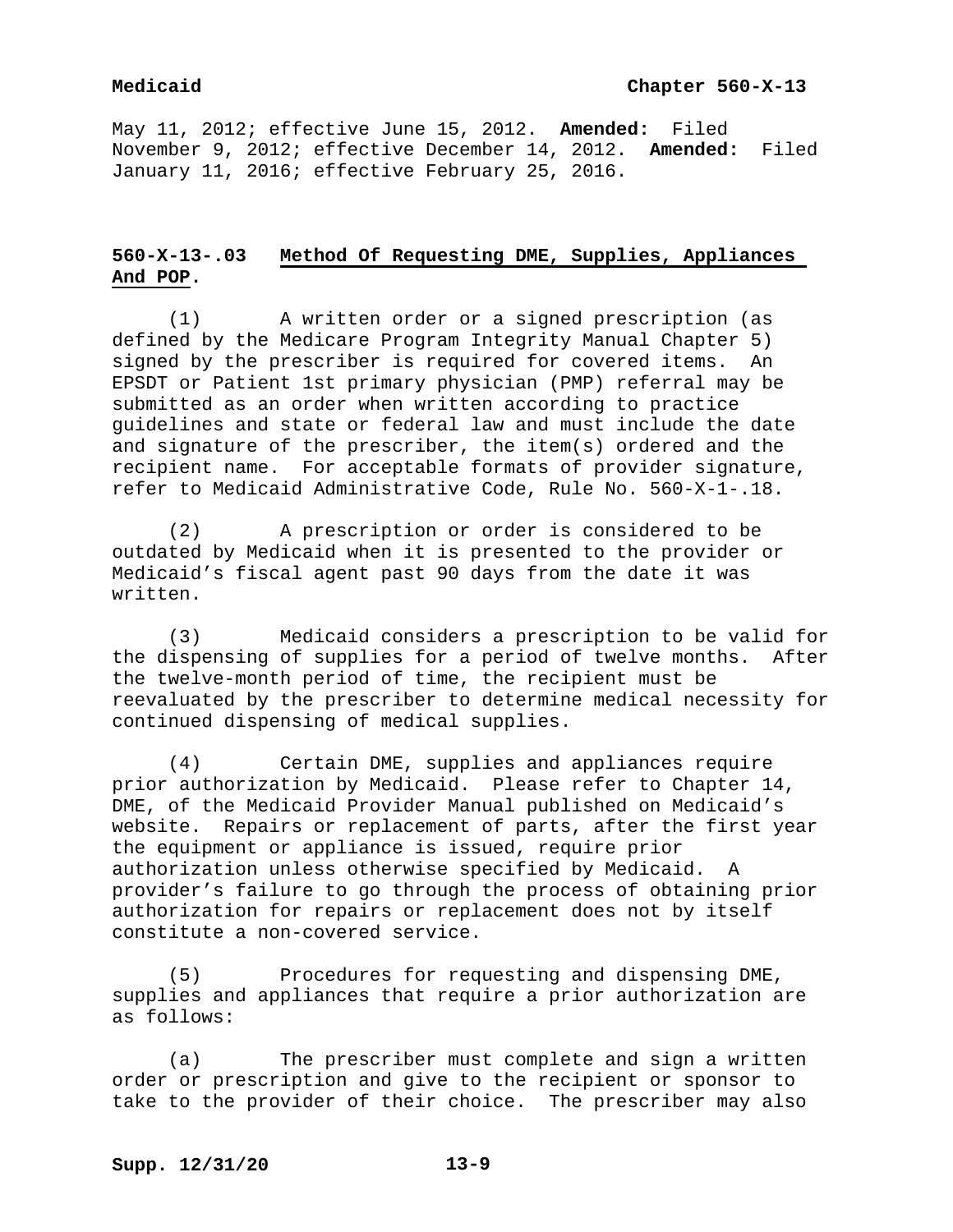May 11, 2012; effective June 15, 2012. **Amended:** Filed November 9, 2012; effective December 14, 2012. **Amended:** Filed January 11, 2016; effective February 25, 2016.

### 560-X-13-.03 Method Of Requesting DME, Supplies, Appliances And POP.

(1) A written order or a signed prescription (as defined by the Medicare Program Integrity Manual Chapter 5) signed by the prescriber is required for covered items. An EPSDT or Patient 1st primary physician (PMP) referral may be submitted as an order when written according to practice guidelines and state or federal law and must include the date and signature of the prescriber, the item(s) ordered and the recipient name. For acceptable formats of provider signature, refer to Medicaid Administrative Code, Rule No. 560-X-1-.18.

(2) A prescription or order is considered to be outdated by Medicaid when it is presented to the provider or Medicaid's fiscal agent past 90 days from the date it was written.

(3) Medicaid considers a prescription to be valid for the dispensing of supplies for a period of twelve months. After the twelve-month period of time, the recipient must be reevaluated by the prescriber to determine medical necessity for continued dispensing of medical supplies.

(4) Certain DME, supplies and appliances require prior authorization by Medicaid. Please refer to Chapter 14, DME, of the Medicaid Provider Manual published on Medicaid's website. Repairs or replacement of parts, after the first year the equipment or appliance is issued, require prior authorization unless otherwise specified by Medicaid. A provider's failure to go through the process of obtaining prior authorization for repairs or replacement does not by itself constitute a non-covered service.

(5) Procedures for requesting and dispensing DME, supplies and appliances that require a prior authorization are as follows:

(a) The prescriber must complete and sign a written order or prescription and give to the recipient or sponsor to take to the provider of their choice. The prescriber may also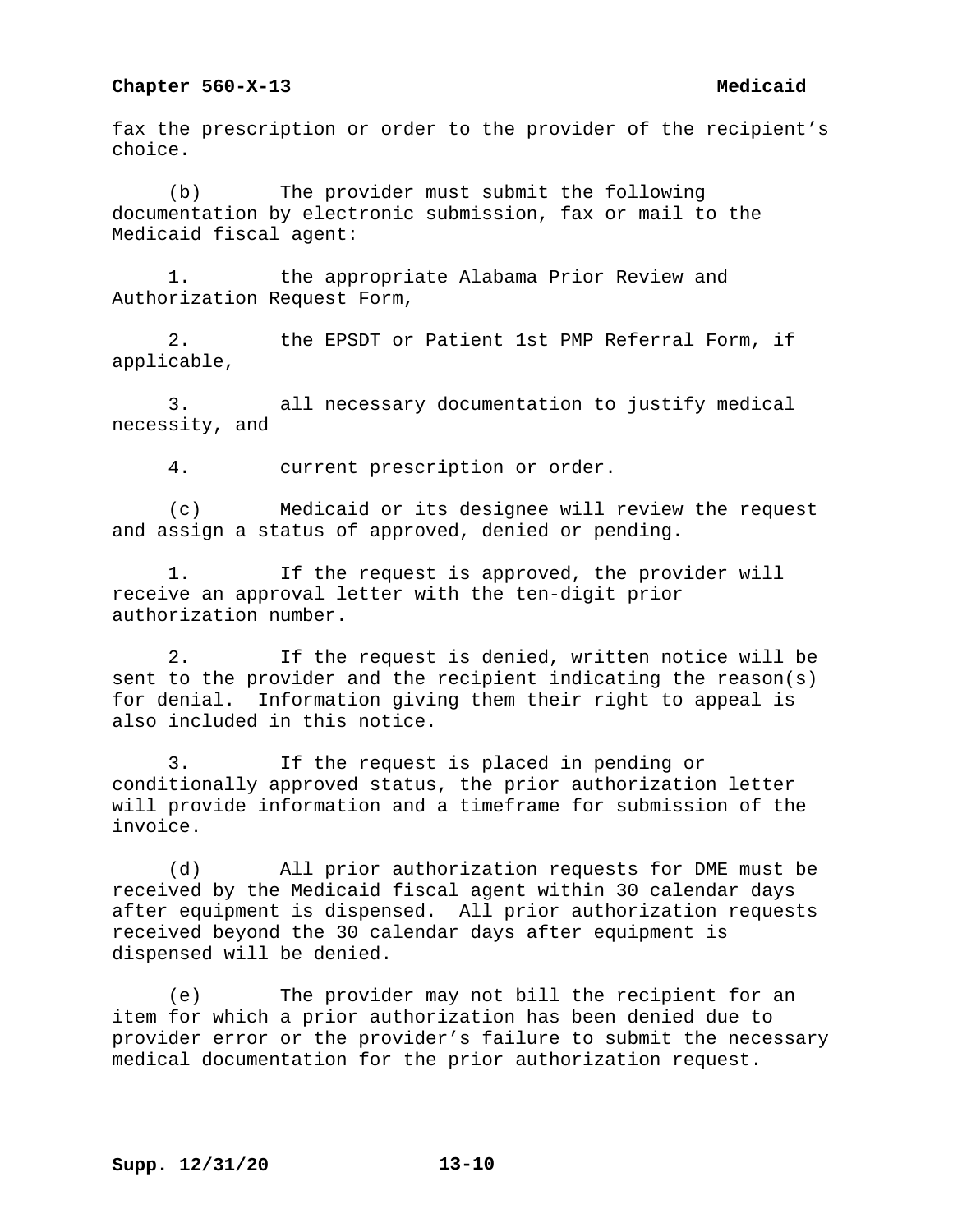fax the prescription or order to the provider of the recipient's choice.

(b) The provider must submit the following documentation by electronic submission, fax or mail to the Medicaid fiscal agent:

1. the appropriate Alabama Prior Review and Authorization Request Form,

2. the EPSDT or Patient 1st PMP Referral Form, if applicable,

3. all necessary documentation to justify medical necessity, and

4. current prescription or order.

(c) Medicaid or its designee will review the request and assign a status of approved, denied or pending.

1. If the request is approved, the provider will receive an approval letter with the ten-digit prior authorization number.

2. If the request is denied, written notice will be sent to the provider and the recipient indicating the reason(s) for denial. Information giving them their right to appeal is also included in this notice.

3. If the request is placed in pending or conditionally approved status, the prior authorization letter will provide information and a timeframe for submission of the invoice.

(d) All prior authorization requests for DME must be received by the Medicaid fiscal agent within 30 calendar days after equipment is dispensed. All prior authorization requests received beyond the 30 calendar days after equipment is dispensed will be denied.

(e) The provider may not bill the recipient for an item for which a prior authorization has been denied due to provider error or the provider's failure to submit the necessary medical documentation for the prior authorization request.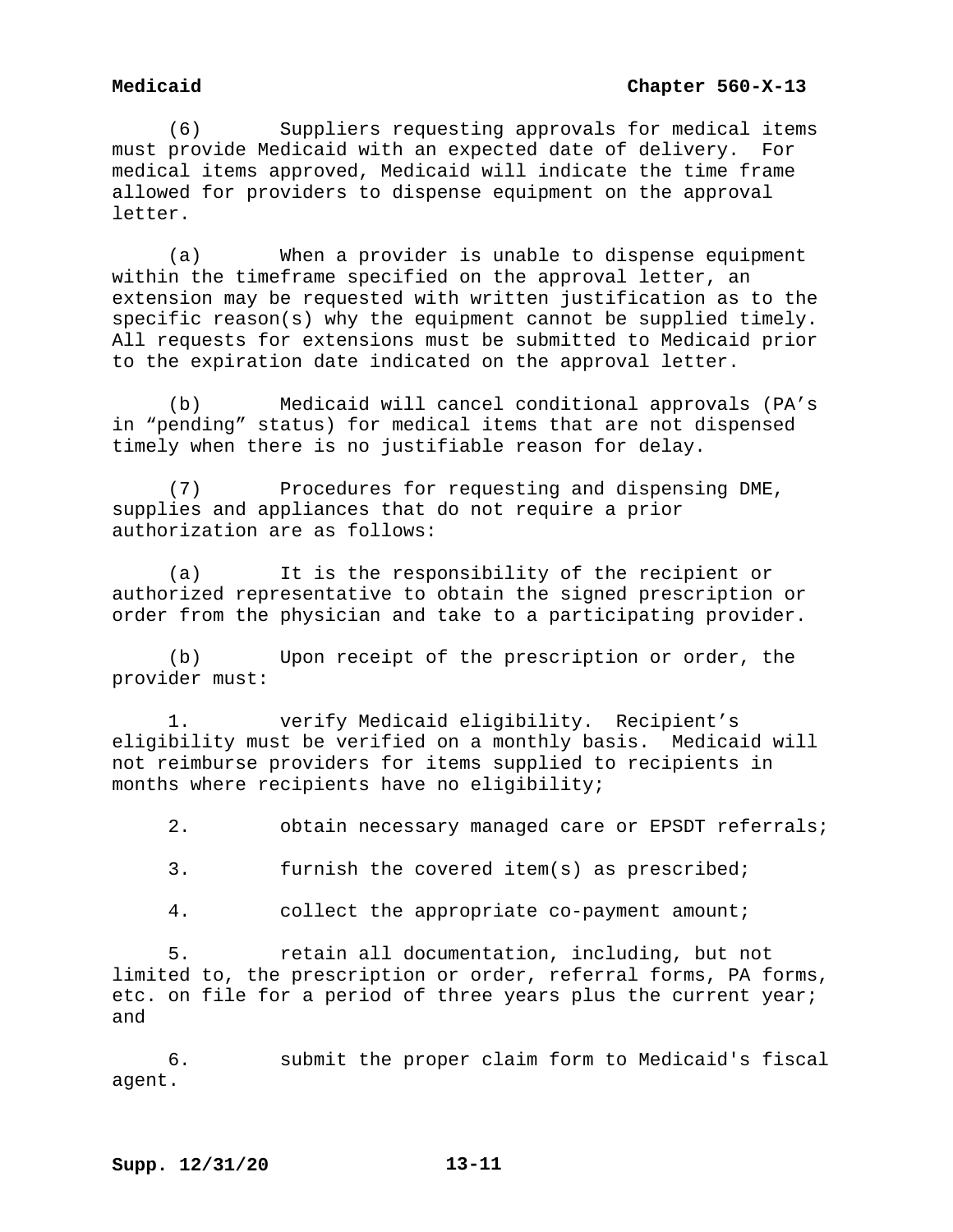(6) Suppliers requesting approvals for medical items must provide Medicaid with an expected date of delivery. For medical items approved, Medicaid will indicate the time frame allowed for providers to dispense equipment on the approval letter.

(a) When a provider is unable to dispense equipment within the timeframe specified on the approval letter, an extension may be requested with written justification as to the specific reason(s) why the equipment cannot be supplied timely. All requests for extensions must be submitted to Medicaid prior to the expiration date indicated on the approval letter.

(b) Medicaid will cancel conditional approvals (PA's in "pending" status) for medical items that are not dispensed timely when there is no justifiable reason for delay.

(7) Procedures for requesting and dispensing DME, supplies and appliances that do not require a prior authorization are as follows:

(a) It is the responsibility of the recipient or authorized representative to obtain the signed prescription or order from the physician and take to a participating provider.

(b) Upon receipt of the prescription or order, the provider must:

1. verify Medicaid eligibility. Recipient's eligibility must be verified on a monthly basis. Medicaid will not reimburse providers for items supplied to recipients in months where recipients have no eligibility;

2. obtain necessary managed care or EPSDT referrals;

3. furnish the covered item(s) as prescribed;

4. collect the appropriate co-payment amount;

5. retain all documentation, including, but not limited to, the prescription or order, referral forms, PA forms, etc. on file for a period of three years plus the current year; and

6. submit the proper claim form to Medicaid's fiscal agent.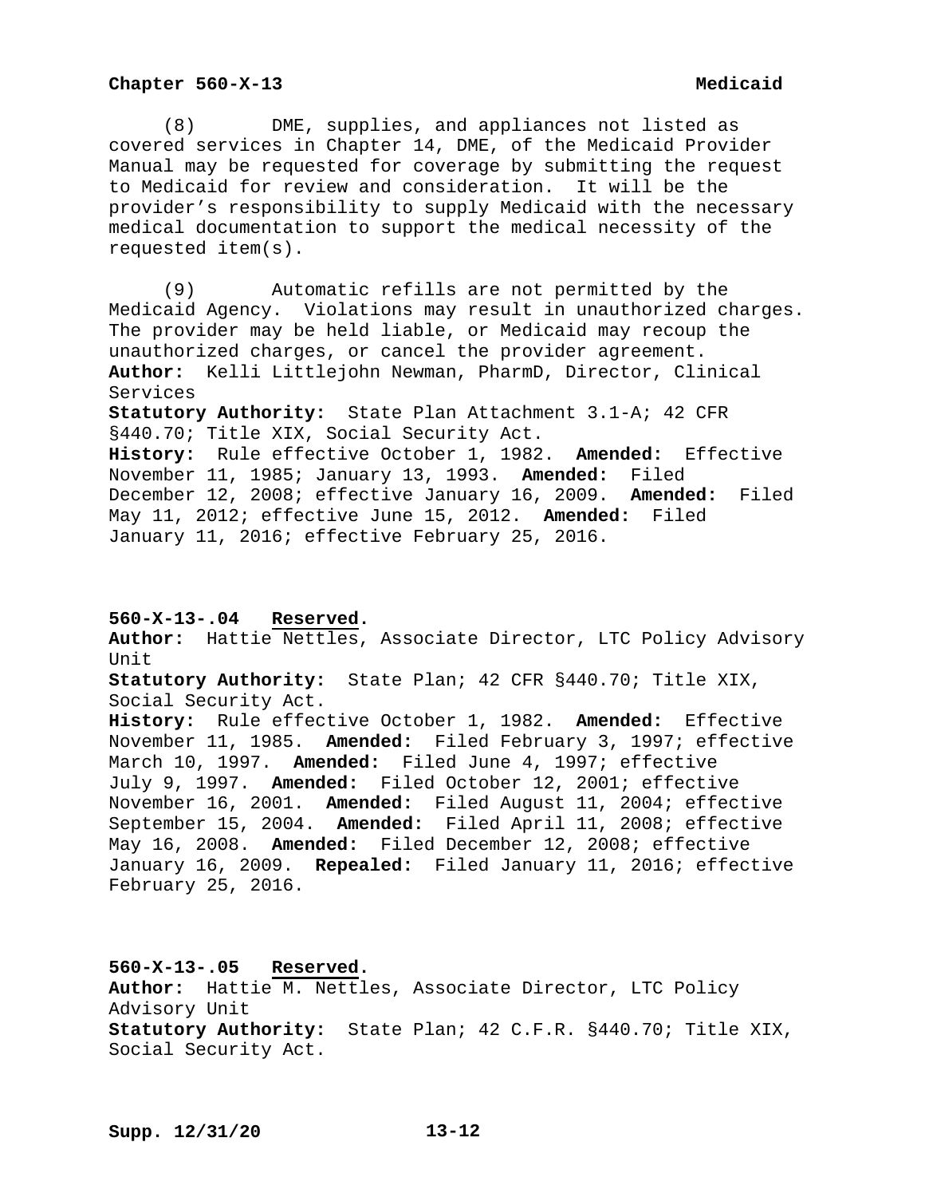(8) DME, supplies, and appliances not listed as covered services in Chapter 14, DME, of the Medicaid Provider Manual may be requested for coverage by submitting the request to Medicaid for review and consideration. It will be the provider's responsibility to supply Medicaid with the necessary medical documentation to support the medical necessity of the requested item(s).

(9) Automatic refills are not permitted by the Medicaid Agency. Violations may result in unauthorized charges. The provider may be held liable, or Medicaid may recoup the unauthorized charges, or cancel the provider agreement.

**Author:** Kelli Littlejohn Newman, PharmD, Director, Clinical Services

**Statutory Authority:** State Plan Attachment 3.1-A; 42 CFR §440.70; Title XIX, Social Security Act.

**History:** Rule effective October 1, 1982. **Amended:** Effective November 11, 1985; January 13, 1993. **Amended:** Filed December 12, 2008; effective January 16, 2009. **Amended:** Filed May 11, 2012; effective June 15, 2012. **Amended:** Filed January 11, 2016; effective February 25, 2016.

**560-X-13-.04 Reserved.**

**Author:** Hattie Nettles, Associate Director, LTC Policy Advisory Unit

**Statutory Authority:** State Plan; 42 CFR §440.70; Title XIX, Social Security Act.

**History:** Rule effective October 1, 1982. **Amended:** Effective November 11, 1985. **Amended:** Filed February 3, 1997; effective March 10, 1997. **Amended:** Filed June 4, 1997; effective July 9, 1997. **Amended:** Filed October 12, 2001; effective November 16, 2001. **Amended:** Filed August 11, 2004; effective September 15, 2004. **Amended:** Filed April 11, 2008; effective May 16, 2008. **Amended:** Filed December 12, 2008; effective January 16, 2009. **Repealed:** Filed January 11, 2016; effective February 25, 2016.

**560-X-13-.05 Reserved.**

**Author:** Hattie M. Nettles, Associate Director, LTC Policy Advisory Unit

**Statutory Authority:** State Plan; 42 C.F.R. §440.70; Title XIX, Social Security Act.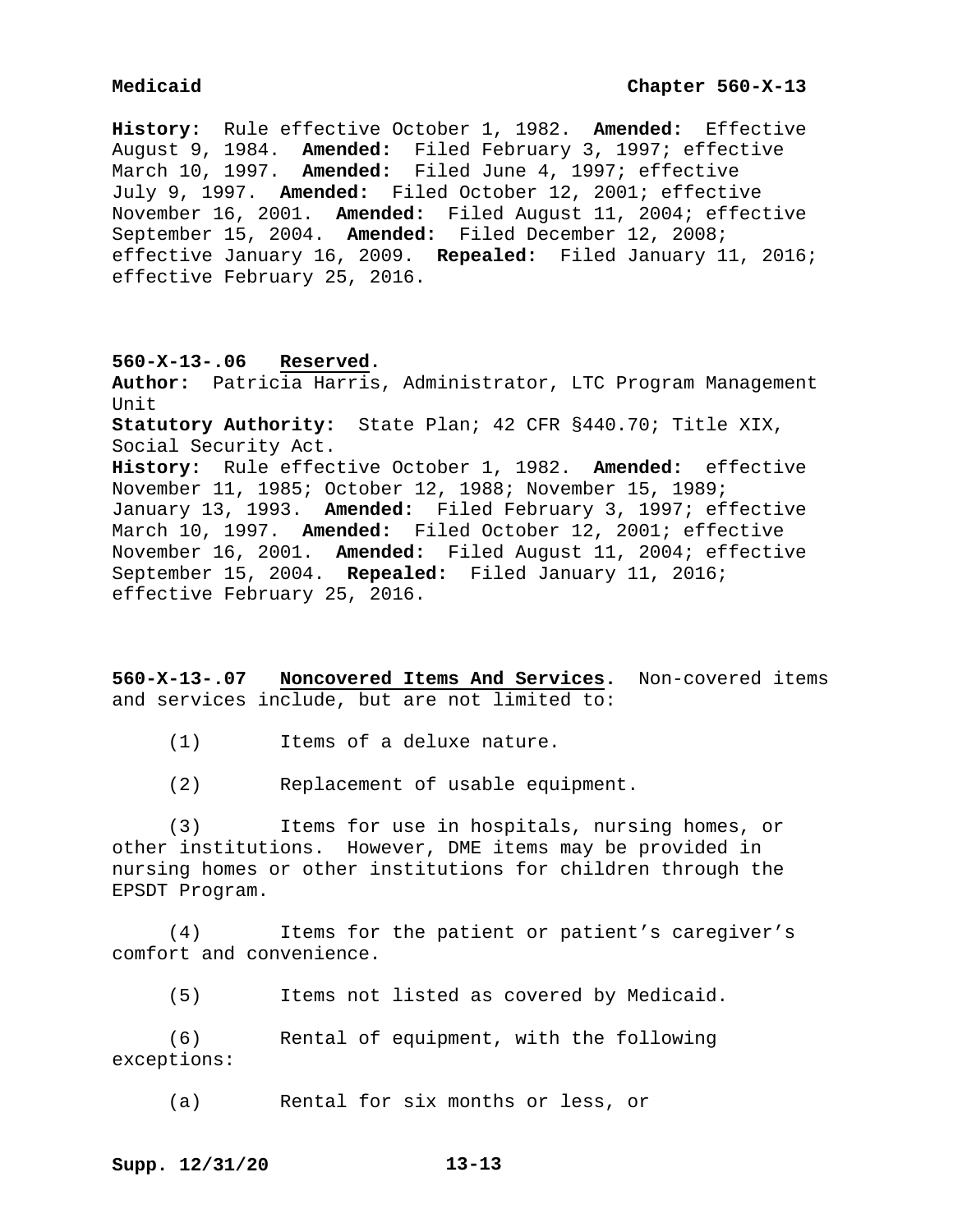**History:** Rule effective October 1, 1982. **Amended:** Effective August 9, 1984. **Amended:** Filed February 3, 1997; effective March 10, 1997. **Amended:** Filed June 4, 1997; effective July 9, 1997. **Amended:** Filed October 12, 2001; effective November 16, 2001. **Amended:** Filed August 11, 2004; effective September 15, 2004. **Amended:** Filed December 12, 2008; effective January 16, 2009. **Repealed:** Filed January 11, 2016; effective February 25, 2016.

**560-X-13-.06 Reserved.**

**Author:** Patricia Harris, Administrator, LTC Program Management Unit

**Statutory Authority:** State Plan; 42 CFR §440.70; Title XIX, Social Security Act.

**History:** Rule effective October 1, 1982. **Amended:** effective November 11, 1985; October 12, 1988; November 15, 1989; January 13, 1993. **Amended:** Filed February 3, 1997; effective March 10, 1997. **Amended:** Filed October 12, 2001; effective November 16, 2001. **Amended:** Filed August 11, 2004; effective September 15, 2004. **Repealed:** Filed January 11, 2016; effective February 25, 2016.

**560-X-13-.07 Noncovered Items And Services.** Non-covered items and services include, but are not limited to:

(1) Items of a deluxe nature.

(2) Replacement of usable equipment.

(3) Items for use in hospitals, nursing homes, or other institutions. However, DME items may be provided in nursing homes or other institutions for children through the EPSDT Program.

(4) Items for the patient or patient's caregiver's comfort and convenience.

(5) Items not listed as covered by Medicaid.

(6) Rental of equipment, with the following exceptions:

(a) Rental for six months or less, or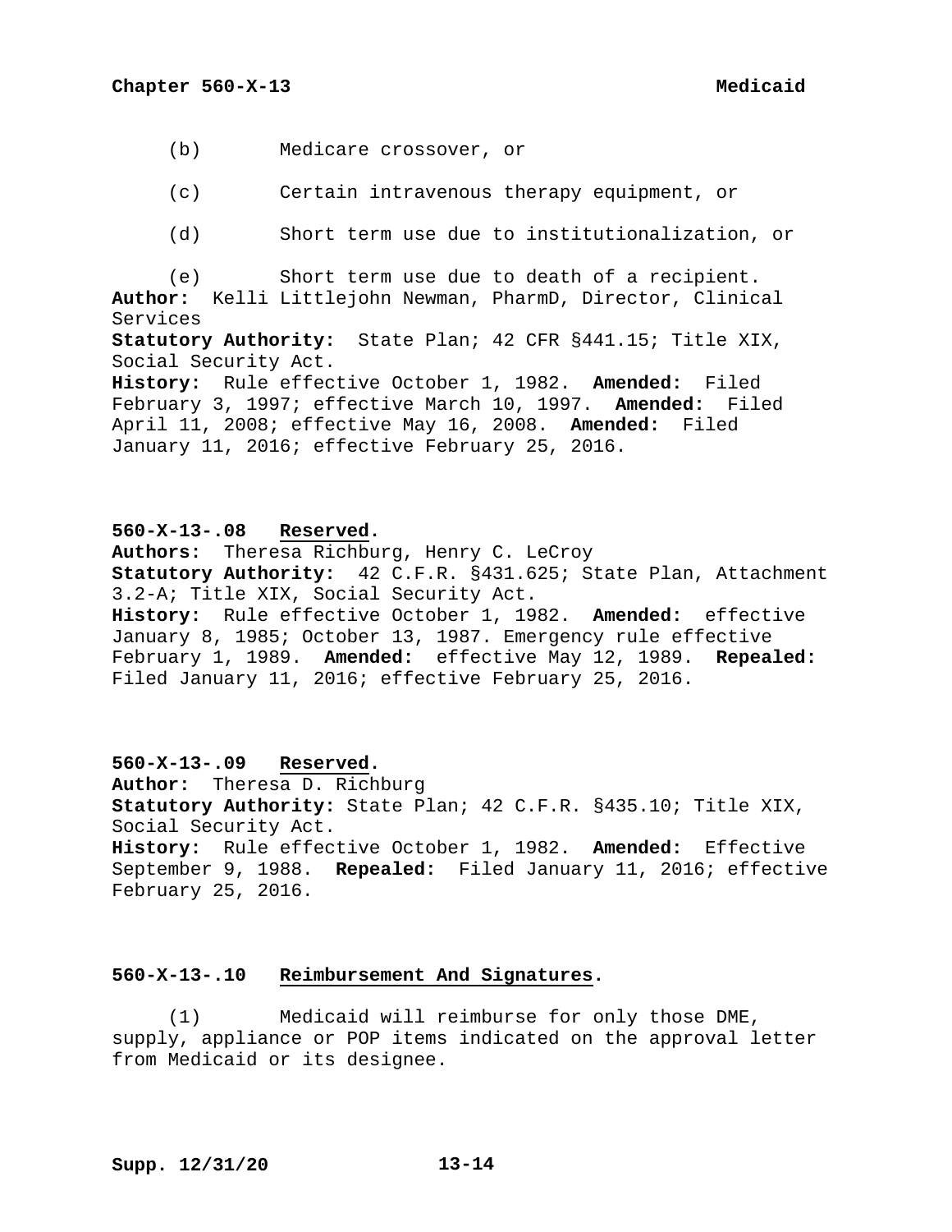(b) Medicare crossover, or

(c) Certain intravenous therapy equipment, or

(d) Short term use due to institutionalization, or

(e) Short term use due to death of a recipient.

**Author:** Kelli Littlejohn Newman, PharmD, Director, Clinical Services

**Statutory Authority:** State Plan; 42 CFR §441.15; Title XIX, Social Security Act.

**History:** Rule effective October 1, 1982. **Amended:** Filed February 3, 1997; effective March 10, 1997. **Amended:** Filed April 11, 2008; effective May 16, 2008. **Amended:** Filed January 11, 2016; effective February 25, 2016.

### 560-X-13-.08 Reserved.

**Authors:** Theresa Richburg, Henry C. LeCroy

**Statutory Authority:** 42 C.F.R. §431.625; State Plan, Attachment 3.2-A; Title XIX, Social Security Act.

**History:** Rule effective October 1, 1982. **Amended:** effective January 8, 1985; October 13, 1987. Emergency rule effective February 1, 1989. **Amended:** effective May 12, 1989. **Repealed:** Filed January 11, 2016; effective February 25, 2016.

### 560-X-13-.09 Reserved.

**Author:** Theresa D. Richburg

**Statutory Authority:** State Plan; 42 C.F.R. §435.10; Title XIX, Social Security Act.

**History:** Rule effective October 1, 1982. **Amended:** Effective September 9, 1988. **Repealed:** Filed January 11, 2016; effective February 25, 2016.

### 560-X-13-.10 Reimbursement And Signatures.

(1) Medicaid will reimburse for only those DME, supply, appliance or POP items indicated on the approval letter from Medicaid or its designee.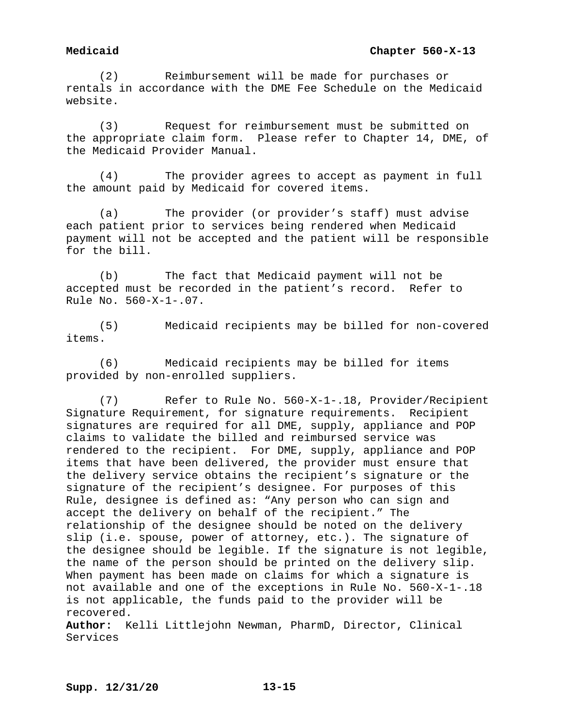(2) Reimbursement will be made for purchases or rentals in accordance with the DME Fee Schedule on the Medicaid website.

(3) Request for reimbursement must be submitted on the appropriate claim form. Please refer to Chapter 14, DME, of the Medicaid Provider Manual.

(4) The provider agrees to accept as payment in full the amount paid by Medicaid for covered items.

(a) The provider (or provider's staff) must advise each patient prior to services being rendered when Medicaid payment will not be accepted and the patient will be responsible for the bill.

(b) The fact that Medicaid payment will not be accepted must be recorded in the patient's record. Refer to Rule No. 560-X-1-.07.

(5) Medicaid recipients may be billed for non-covered items.

(6) Medicaid recipients may be billed for items provided by non-enrolled suppliers.

(7) Refer to Rule No. 560-X-1-.18, Provider/Recipient Signature Requirement, for signature requirements. Recipient signatures are required for all DME, supply, appliance and POP claims to validate the billed and reimbursed service was rendered to the recipient. For DME, supply, appliance and POP items that have been delivered, the provider must ensure that the delivery service obtains the recipient's signature or the signature of the recipient's designee. For purposes of this Rule, designee is defined as: "Any person who can sign and accept the delivery on behalf of the recipient." The relationship of the designee should be noted on the delivery slip (i.e. spouse, power of attorney, etc.). The signature of the designee should be legible. If the signature is not legible, the name of the person should be printed on the delivery slip. When payment has been made on claims for which a signature is not available and one of the exceptions in Rule No. 560-X-1-.18 is not applicable, the funds paid to the provider will be recovered.

**Author:** Kelli Littlejohn Newman, PharmD, Director, Clinical Services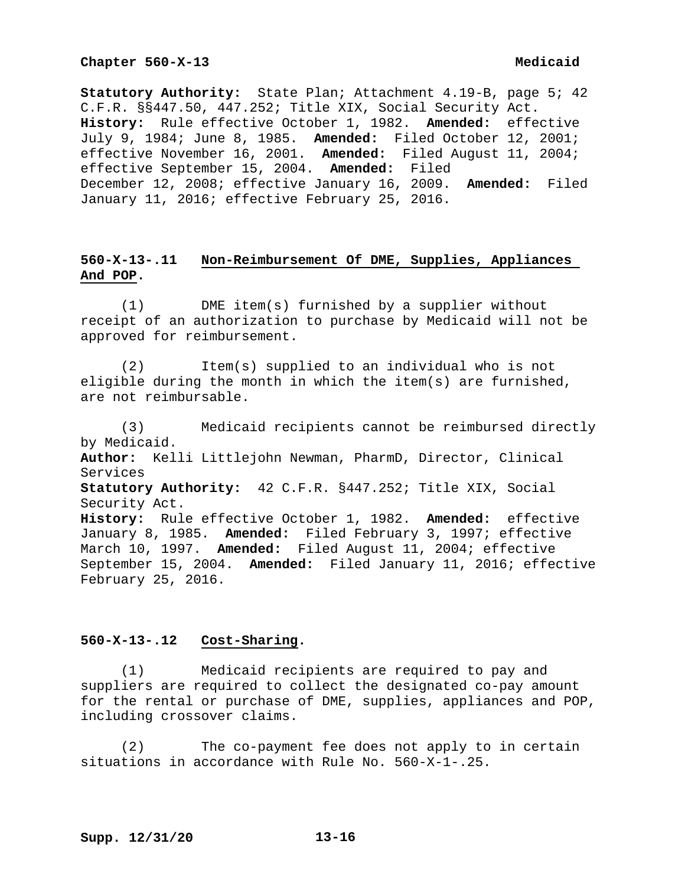**Statutory Authority:** State Plan; Attachment 4.19-B, page 5; 42 C.F.R. §§447.50, 447.252; Title XIX, Social Security Act.
**History:** Rule effective October 1, 1982. **Amended:** effective July 9, 1984; June 8, 1985. **Amended:** Filed October 12, 2001; effective November 16, 2001. **Amended:** Filed August 11, 2004; effective September 15, 2004. **Amended:** Filed December 12, 2008; effective January 16, 2009. **Amended:** Filed January 11, 2016; effective February 25, 2016.

## 560-X-13-.11 Non-Reimbursement Of DME, Supplies, Appliances And POP.

(1) DME item(s) furnished by a supplier without receipt of an authorization to purchase by Medicaid will not be approved for reimbursement.

(2) Item(s) supplied to an individual who is not eligible during the month in which the item(s) are furnished, are not reimbursable.

(3) Medicaid recipients cannot be reimbursed directly by Medicaid.

**Author:** Kelli Littlejohn Newman, PharmD, Director, Clinical Services
**Statutory Authority:** 42 C.F.R. §447.252; Title XIX, Social Security Act.
**History:** Rule effective October 1, 1982. **Amended:** effective January 8, 1985. **Amended:** Filed February 3, 1997; effective March 10, 1997. **Amended:** Filed August 11, 2004; effective September 15, 2004. **Amended:** Filed January 11, 2016; effective February 25, 2016.

## 560-X-13-.12 Cost-Sharing.

(1) Medicaid recipients are required to pay and suppliers are required to collect the designated co-pay amount for the rental or purchase of DME, supplies, appliances and POP, including crossover claims.

(2) The co-payment fee does not apply to in certain situations in accordance with Rule No. 560-X-1-.25.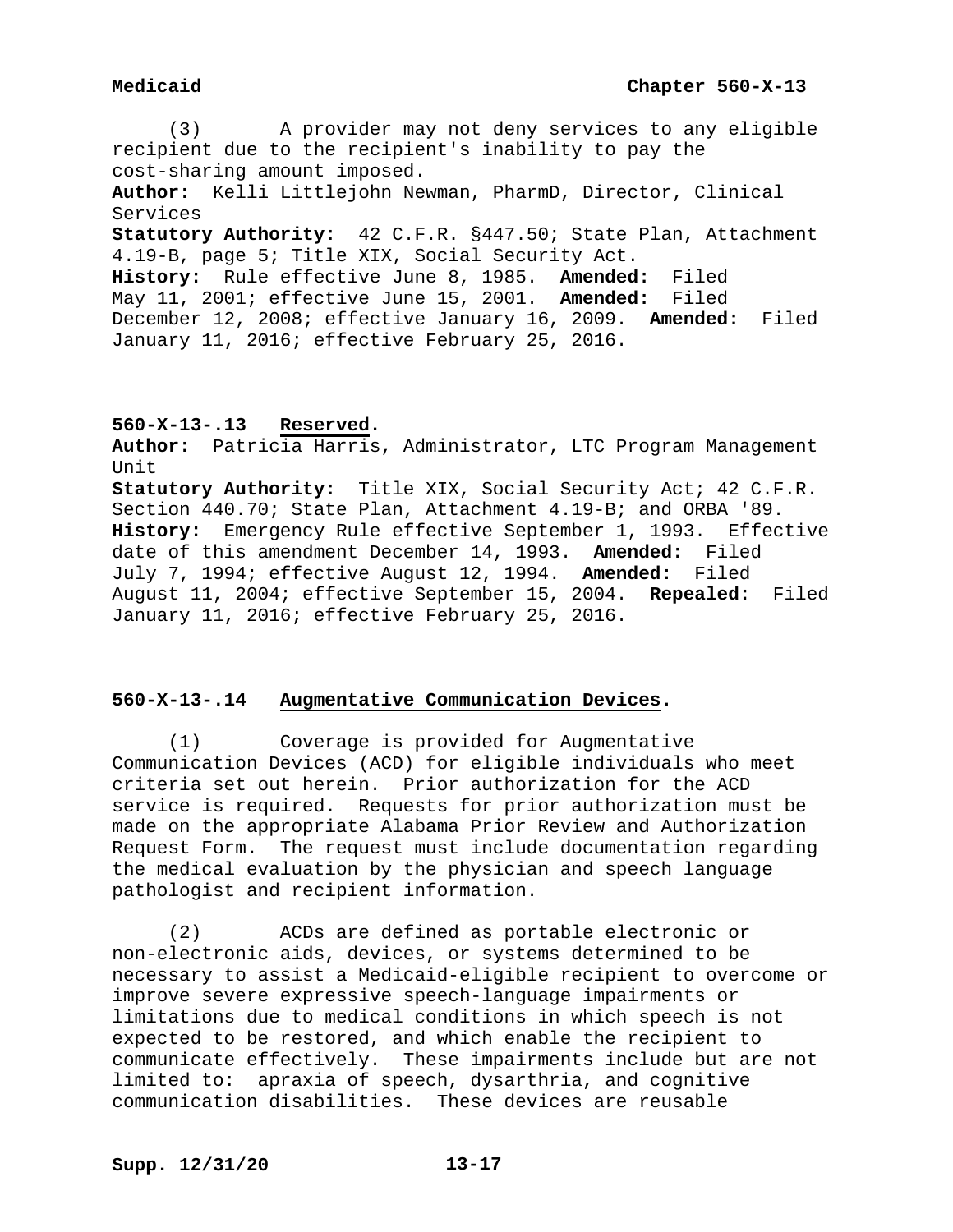(3) A provider may not deny services to any eligible recipient due to the recipient's inability to pay the cost-sharing amount imposed.

**Author:** Kelli Littlejohn Newman, PharmD, Director, Clinical Services

**Statutory Authority:** 42 C.F.R. §447.50; State Plan, Attachment 4.19-B, page 5; Title XIX, Social Security Act.

**History:** Rule effective June 8, 1985. **Amended:** Filed May 11, 2001; effective June 15, 2001. **Amended:** Filed December 12, 2008; effective January 16, 2009. **Amended:** Filed January 11, 2016; effective February 25, 2016.

### 560-X-13-.13 Reserved.

**Author:** Patricia Harris, Administrator, LTC Program Management Unit

**Statutory Authority:** Title XIX, Social Security Act; 42 C.F.R. Section 440.70; State Plan, Attachment 4.19-B; and ORBA '89.

**History:** Emergency Rule effective September 1, 1993. Effective date of this amendment December 14, 1993. **Amended:** Filed July 7, 1994; effective August 12, 1994. **Amended:** Filed August 11, 2004; effective September 15, 2004. **Repealed:** Filed January 11, 2016; effective February 25, 2016.

### 560-X-13-.14 Augmentative Communication Devices.

(1) Coverage is provided for Augmentative Communication Devices (ACD) for eligible individuals who meet criteria set out herein. Prior authorization for the ACD service is required. Requests for prior authorization must be made on the appropriate Alabama Prior Review and Authorization Request Form. The request must include documentation regarding the medical evaluation by the physician and speech language pathologist and recipient information.

(2) ACDs are defined as portable electronic or non-electronic aids, devices, or systems determined to be necessary to assist a Medicaid-eligible recipient to overcome or improve severe expressive speech-language impairments or limitations due to medical conditions in which speech is not expected to be restored, and which enable the recipient to communicate effectively. These impairments include but are not limited to: apraxia of speech, dysarthria, and cognitive communication disabilities. These devices are reusable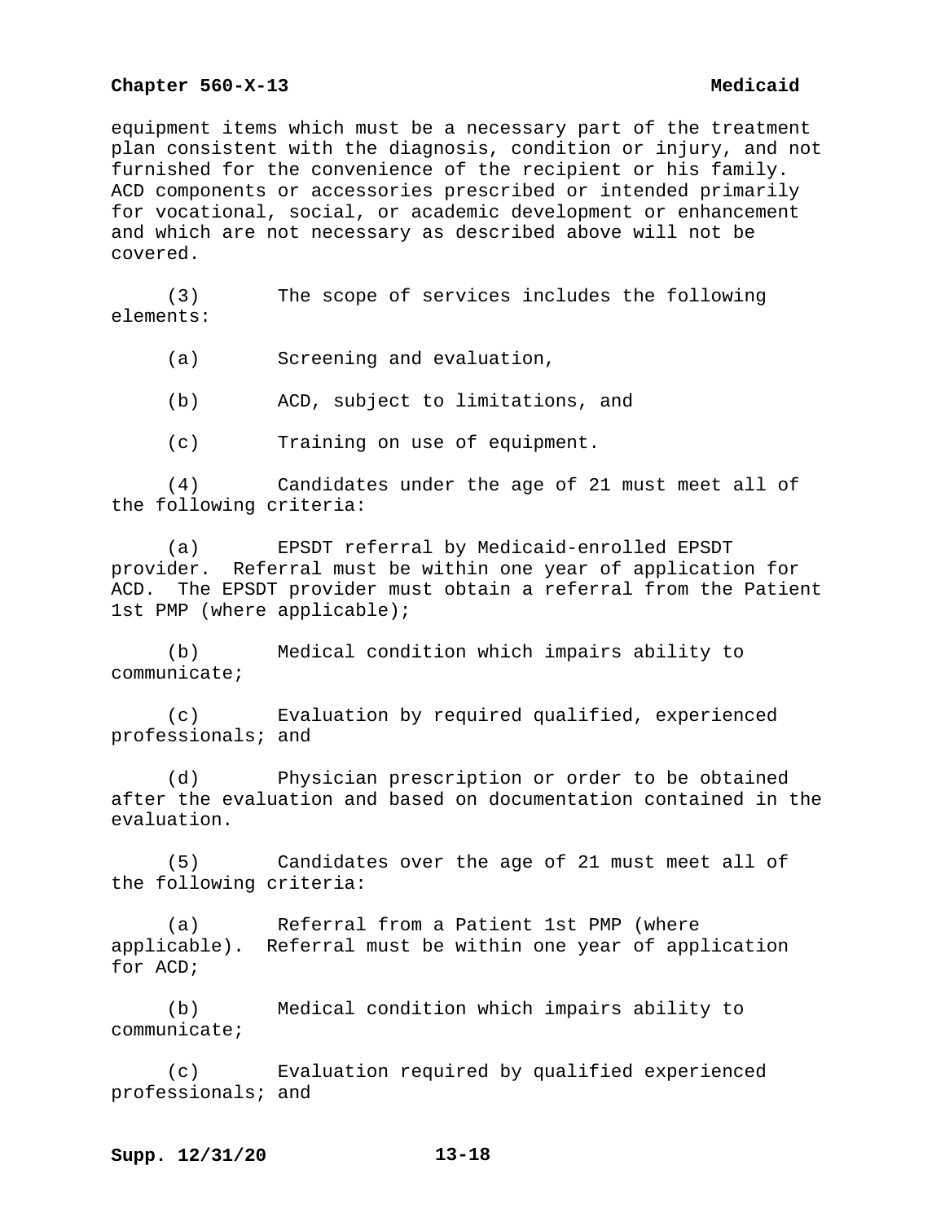equipment items which must be a necessary part of the treatment plan consistent with the diagnosis, condition or injury, and not furnished for the convenience of the recipient or his family. ACD components or accessories prescribed or intended primarily for vocational, social, or academic development or enhancement and which are not necessary as described above will not be covered.

(3) The scope of services includes the following elements:

(a) Screening and evaluation,

(b) ACD, subject to limitations, and

(c) Training on use of equipment.

(4) Candidates under the age of 21 must meet all of the following criteria:

(a) EPSDT referral by Medicaid-enrolled EPSDT provider. Referral must be within one year of application for ACD. The EPSDT provider must obtain a referral from the Patient 1st PMP (where applicable);

(b) Medical condition which impairs ability to communicate;

(c) Evaluation by required qualified, experienced professionals; and

(d) Physician prescription or order to be obtained after the evaluation and based on documentation contained in the evaluation.

(5) Candidates over the age of 21 must meet all of the following criteria:

(a) Referral from a Patient 1st PMP (where applicable). Referral must be within one year of application for ACD;

(b) Medical condition which impairs ability to communicate;

(c) Evaluation required by qualified experienced professionals; and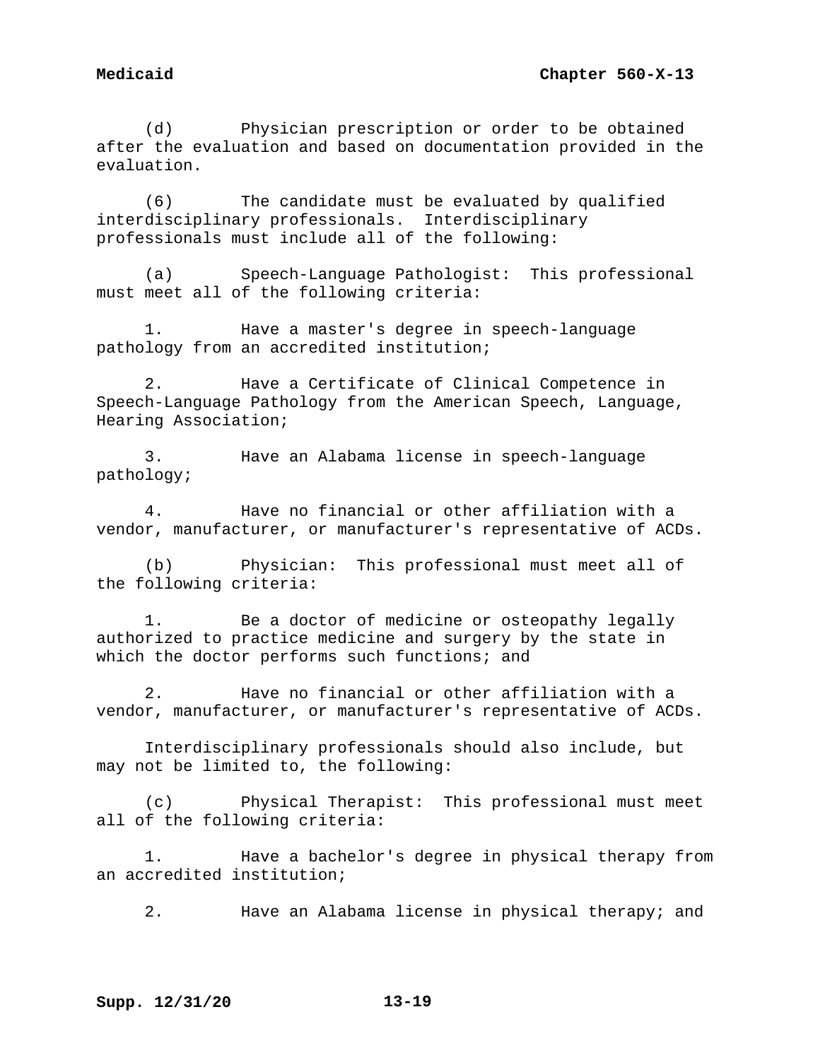(d) Physician prescription or order to be obtained after the evaluation and based on documentation provided in the evaluation.

(6) The candidate must be evaluated by qualified interdisciplinary professionals. Interdisciplinary professionals must include all of the following:

(a) Speech-Language Pathologist: This professional must meet all of the following criteria:

1. Have a master's degree in speech-language pathology from an accredited institution;

2. Have a Certificate of Clinical Competence in Speech-Language Pathology from the American Speech, Language, Hearing Association;

3. Have an Alabama license in speech-language pathology;

4. Have no financial or other affiliation with a vendor, manufacturer, or manufacturer's representative of ACDs.

(b) Physician: This professional must meet all of the following criteria:

1. Be a doctor of medicine or osteopathy legally authorized to practice medicine and surgery by the state in which the doctor performs such functions; and

2. Have no financial or other affiliation with a vendor, manufacturer, or manufacturer's representative of ACDs.

Interdisciplinary professionals should also include, but may not be limited to, the following:

(c) Physical Therapist: This professional must meet all of the following criteria:

1. Have a bachelor's degree in physical therapy from an accredited institution;

2. Have an Alabama license in physical therapy; and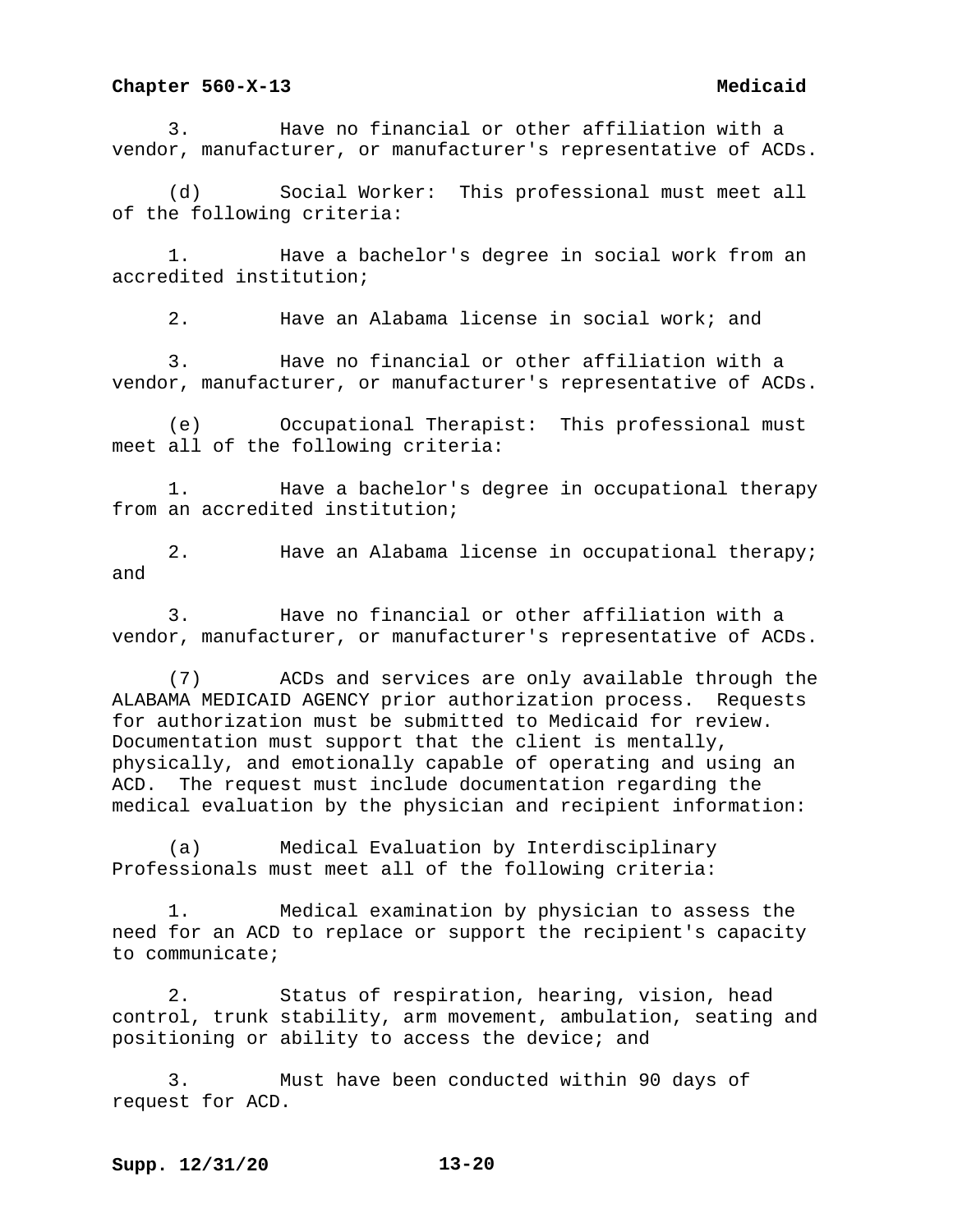3. Have no financial or other affiliation with a vendor, manufacturer, or manufacturer's representative of ACDs.

(d) Social Worker: This professional must meet all of the following criteria:

1. Have a bachelor's degree in social work from an accredited institution;

2. Have an Alabama license in social work; and

3. Have no financial or other affiliation with a vendor, manufacturer, or manufacturer's representative of ACDs.

(e) Occupational Therapist: This professional must meet all of the following criteria:

1. Have a bachelor's degree in occupational therapy from an accredited institution;

2. Have an Alabama license in occupational therapy; and

3. Have no financial or other affiliation with a vendor, manufacturer, or manufacturer's representative of ACDs.

(7) ACDs and services are only available through the ALABAMA MEDICAID AGENCY prior authorization process. Requests for authorization must be submitted to Medicaid for review. Documentation must support that the client is mentally, physically, and emotionally capable of operating and using an ACD. The request must include documentation regarding the medical evaluation by the physician and recipient information:

(a) Medical Evaluation by Interdisciplinary Professionals must meet all of the following criteria:

1. Medical examination by physician to assess the need for an ACD to replace or support the recipient's capacity to communicate;

2. Status of respiration, hearing, vision, head control, trunk stability, arm movement, ambulation, seating and positioning or ability to access the device; and

3. Must have been conducted within 90 days of request for ACD.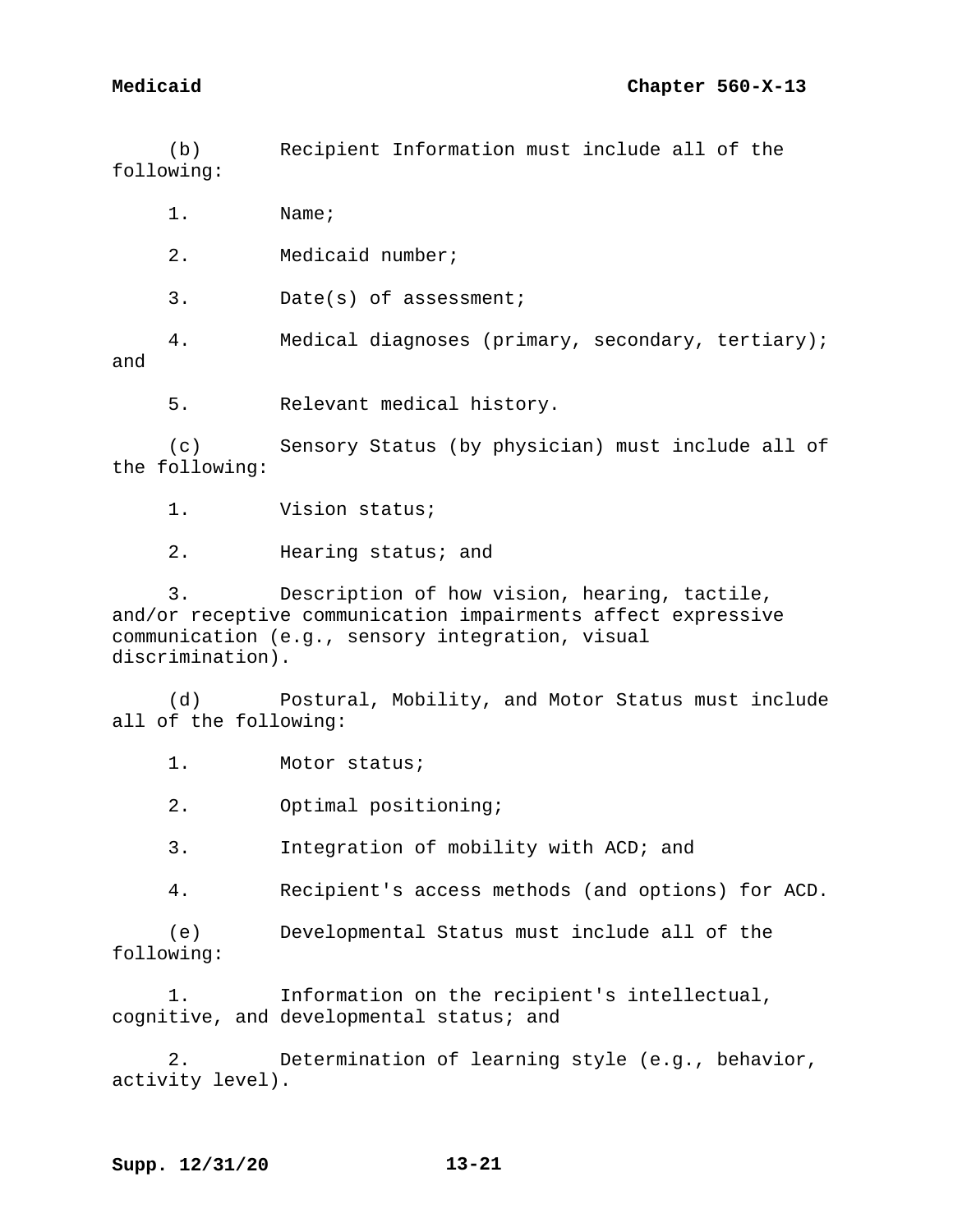(b) Recipient Information must include all of the following:

1. Name;

2. Medicaid number;

3. Date(s) of assessment;

4. Medical diagnoses (primary, secondary, tertiary); and

5. Relevant medical history.

(c) Sensory Status (by physician) must include all of the following:

1. Vision status;

2. Hearing status; and

3. Description of how vision, hearing, tactile, and/or receptive communication impairments affect expressive communication (e.g., sensory integration, visual discrimination).

(d) Postural, Mobility, and Motor Status must include all of the following:

1. Motor status;

2. Optimal positioning;

3. Integration of mobility with ACD; and

4. Recipient's access methods (and options) for ACD.

(e) Developmental Status must include all of the following:

1. Information on the recipient's intellectual, cognitive, and developmental status; and

2. Determination of learning style (e.g., behavior, activity level).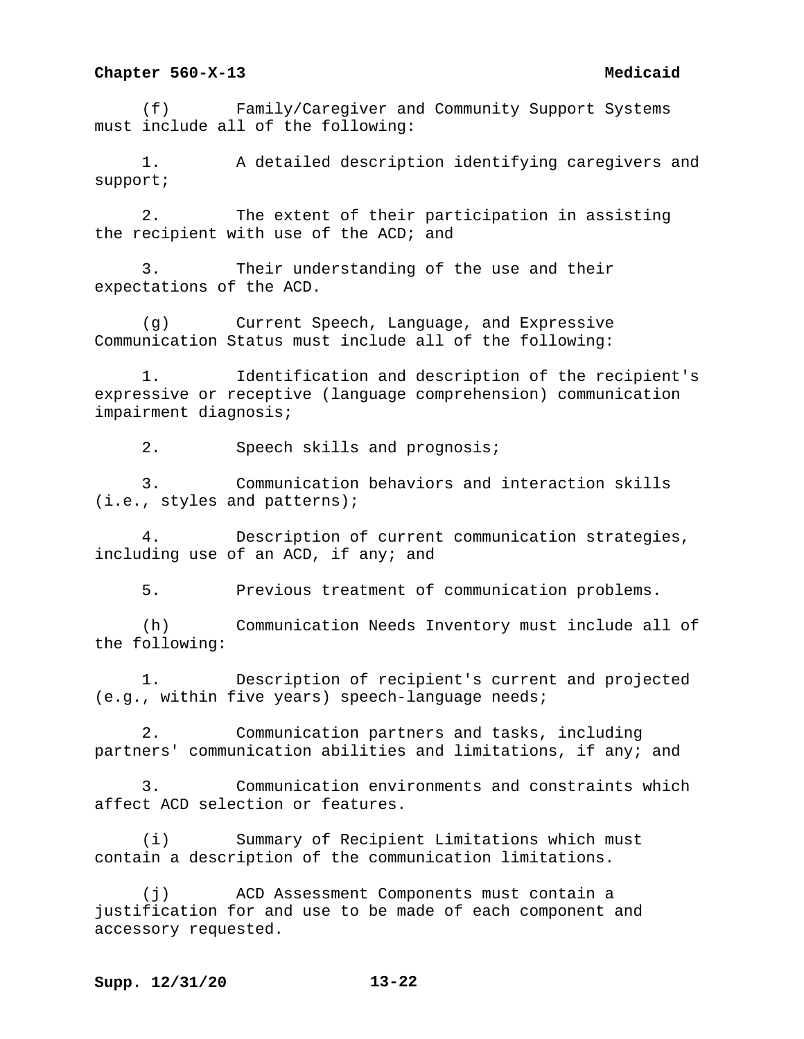(f) Family/Caregiver and Community Support Systems must include all of the following:

1. A detailed description identifying caregivers and support;

2. The extent of their participation in assisting the recipient with use of the ACD; and

3. Their understanding of the use and their expectations of the ACD.

(g) Current Speech, Language, and Expressive Communication Status must include all of the following:

1. Identification and description of the recipient's expressive or receptive (language comprehension) communication impairment diagnosis;

2. Speech skills and prognosis;

3. Communication behaviors and interaction skills (i.e., styles and patterns);

4. Description of current communication strategies, including use of an ACD, if any; and

5. Previous treatment of communication problems.

(h) Communication Needs Inventory must include all of the following:

1. Description of recipient's current and projected (e.g., within five years) speech-language needs;

2. Communication partners and tasks, including partners' communication abilities and limitations, if any; and

3. Communication environments and constraints which affect ACD selection or features.

(i) Summary of Recipient Limitations which must contain a description of the communication limitations.

(j) ACD Assessment Components must contain a justification for and use to be made of each component and accessory requested.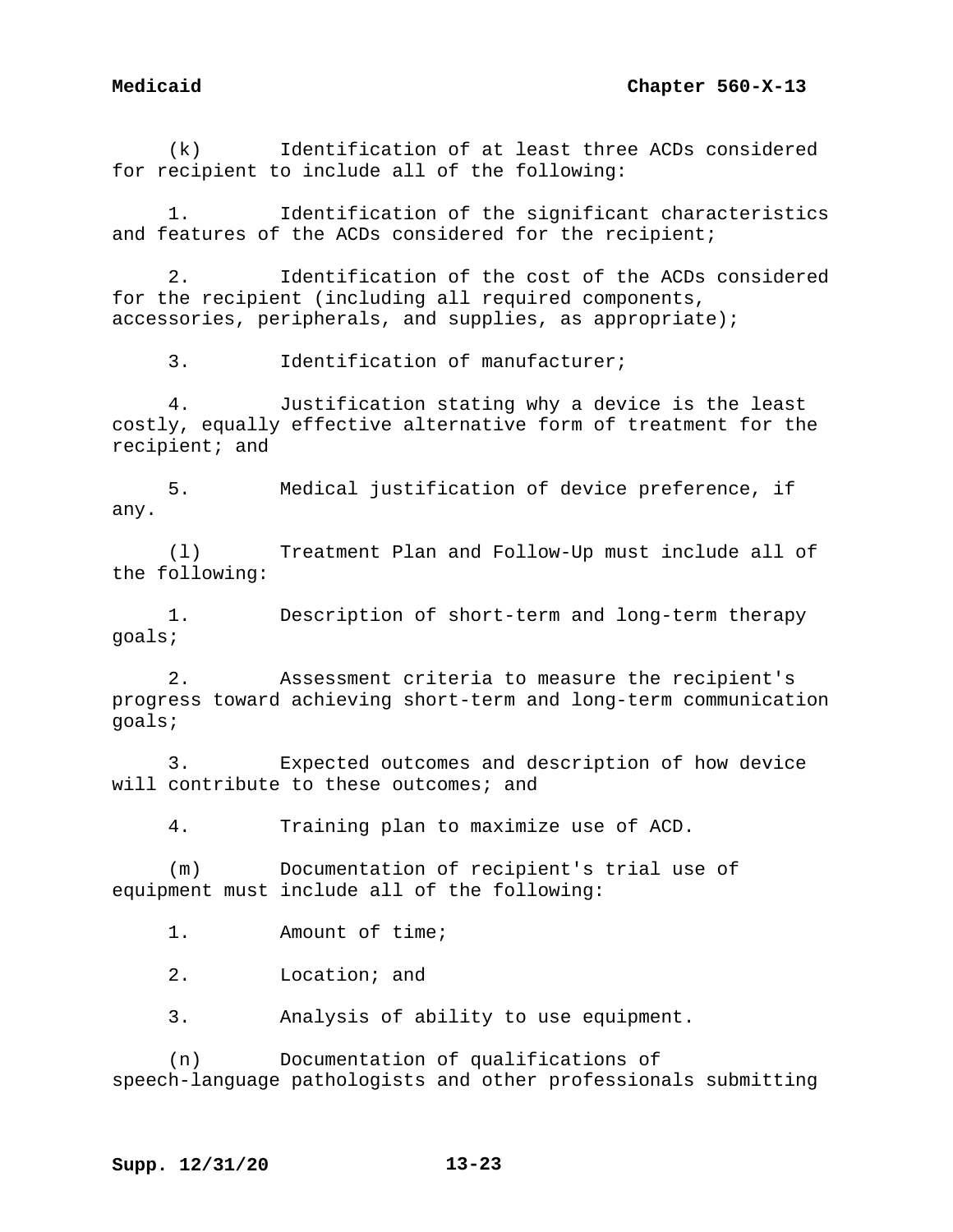(k) Identification of at least three ACDs considered for recipient to include all of the following:

1. Identification of the significant characteristics and features of the ACDs considered for the recipient;

2. Identification of the cost of the ACDs considered for the recipient (including all required components, accessories, peripherals, and supplies, as appropriate);

3. Identification of manufacturer;

4. Justification stating why a device is the least costly, equally effective alternative form of treatment for the recipient; and

5. Medical justification of device preference, if any.

(l) Treatment Plan and Follow-Up must include all of the following:

1. Description of short-term and long-term therapy goals;

2. Assessment criteria to measure the recipient's progress toward achieving short-term and long-term communication goals;

3. Expected outcomes and description of how device will contribute to these outcomes; and

4. Training plan to maximize use of ACD.

(m) Documentation of recipient's trial use of equipment must include all of the following:

1. Amount of time;

2. Location; and

3. Analysis of ability to use equipment.

(n) Documentation of qualifications of speech-language pathologists and other professionals submitting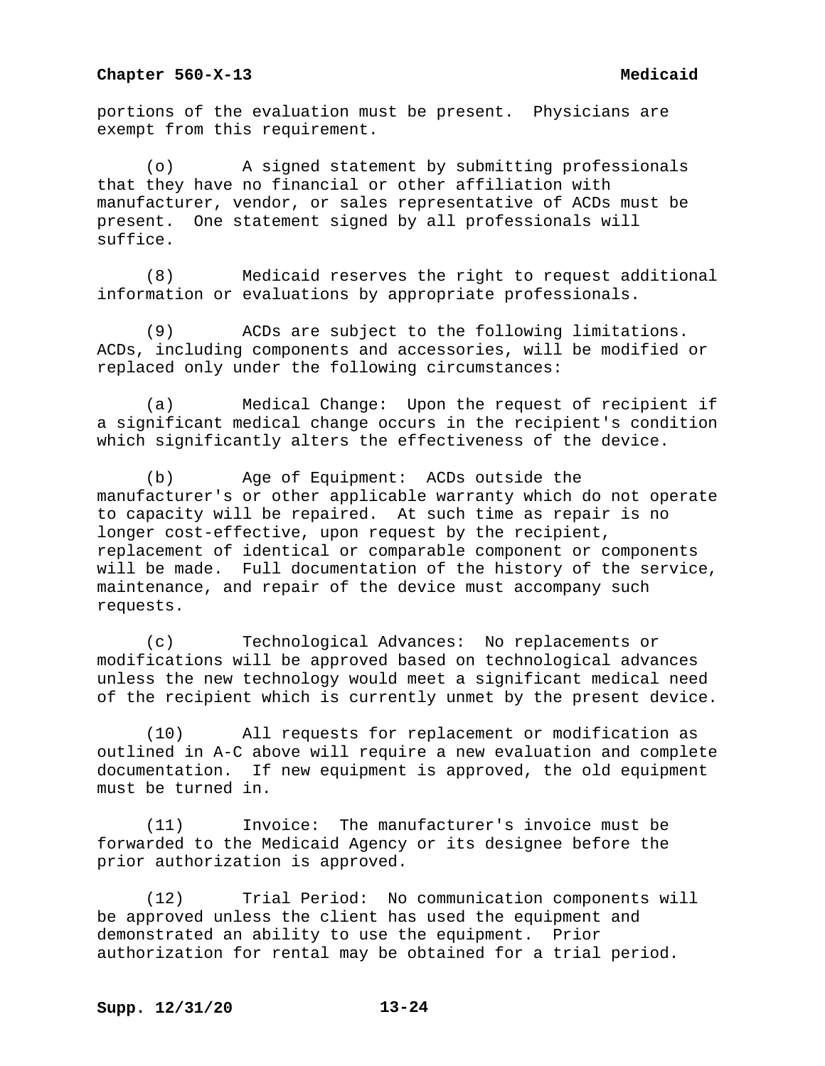portions of the evaluation must be present. Physicians are exempt from this requirement.

(o) A signed statement by submitting professionals that they have no financial or other affiliation with manufacturer, vendor, or sales representative of ACDs must be present. One statement signed by all professionals will suffice.

(8) Medicaid reserves the right to request additional information or evaluations by appropriate professionals.

(9) ACDs are subject to the following limitations. ACDs, including components and accessories, will be modified or replaced only under the following circumstances:

(a) Medical Change: Upon the request of recipient if a significant medical change occurs in the recipient's condition which significantly alters the effectiveness of the device.

(b) Age of Equipment: ACDs outside the manufacturer's or other applicable warranty which do not operate to capacity will be repaired. At such time as repair is no longer cost-effective, upon request by the recipient, replacement of identical or comparable component or components will be made. Full documentation of the history of the service, maintenance, and repair of the device must accompany such requests.

(c) Technological Advances: No replacements or modifications will be approved based on technological advances unless the new technology would meet a significant medical need of the recipient which is currently unmet by the present device.

(10) All requests for replacement or modification as outlined in A-C above will require a new evaluation and complete documentation. If new equipment is approved, the old equipment must be turned in.

(11) Invoice: The manufacturer's invoice must be forwarded to the Medicaid Agency or its designee before the prior authorization is approved.

(12) Trial Period: No communication components will be approved unless the client has used the equipment and demonstrated an ability to use the equipment. Prior authorization for rental may be obtained for a trial period.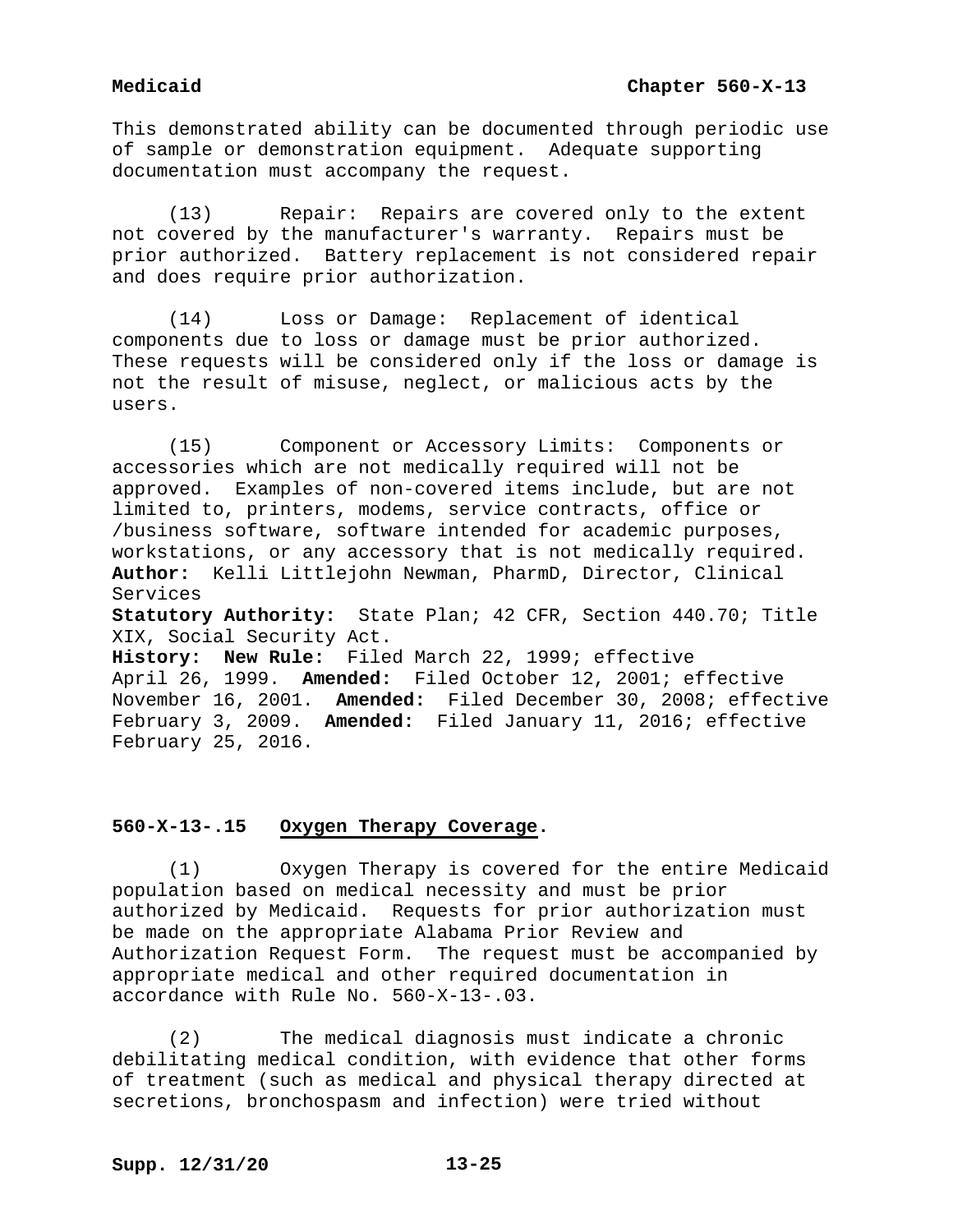This demonstrated ability can be documented through periodic use of sample or demonstration equipment. Adequate supporting documentation must accompany the request.

(13) Repair: Repairs are covered only to the extent not covered by the manufacturer's warranty. Repairs must be prior authorized. Battery replacement is not considered repair and does require prior authorization.

(14) Loss or Damage: Replacement of identical components due to loss or damage must be prior authorized. These requests will be considered only if the loss or damage is not the result of misuse, neglect, or malicious acts by the users.

(15) Component or Accessory Limits: Components or accessories which are not medically required will not be approved. Examples of non-covered items include, but are not limited to, printers, modems, service contracts, office or /business software, software intended for academic purposes, workstations, or any accessory that is not medically required.

**Author:** Kelli Littlejohn Newman, PharmD, Director, Clinical Services

**Statutory Authority:** State Plan; 42 CFR, Section 440.70; Title XIX, Social Security Act.

**History: New Rule:** Filed March 22, 1999; effective April 26, 1999. **Amended:** Filed October 12, 2001; effective November 16, 2001. **Amended:** Filed December 30, 2008; effective February 3, 2009. **Amended:** Filed January 11, 2016; effective February 25, 2016.

## 560-X-13-.15 Oxygen Therapy Coverage.

(1) Oxygen Therapy is covered for the entire Medicaid population based on medical necessity and must be prior authorized by Medicaid. Requests for prior authorization must be made on the appropriate Alabama Prior Review and Authorization Request Form. The request must be accompanied by appropriate medical and other required documentation in accordance with Rule No. 560-X-13-.03.

(2) The medical diagnosis must indicate a chronic debilitating medical condition, with evidence that other forms of treatment (such as medical and physical therapy directed at secretions, bronchospasm and infection) were tried without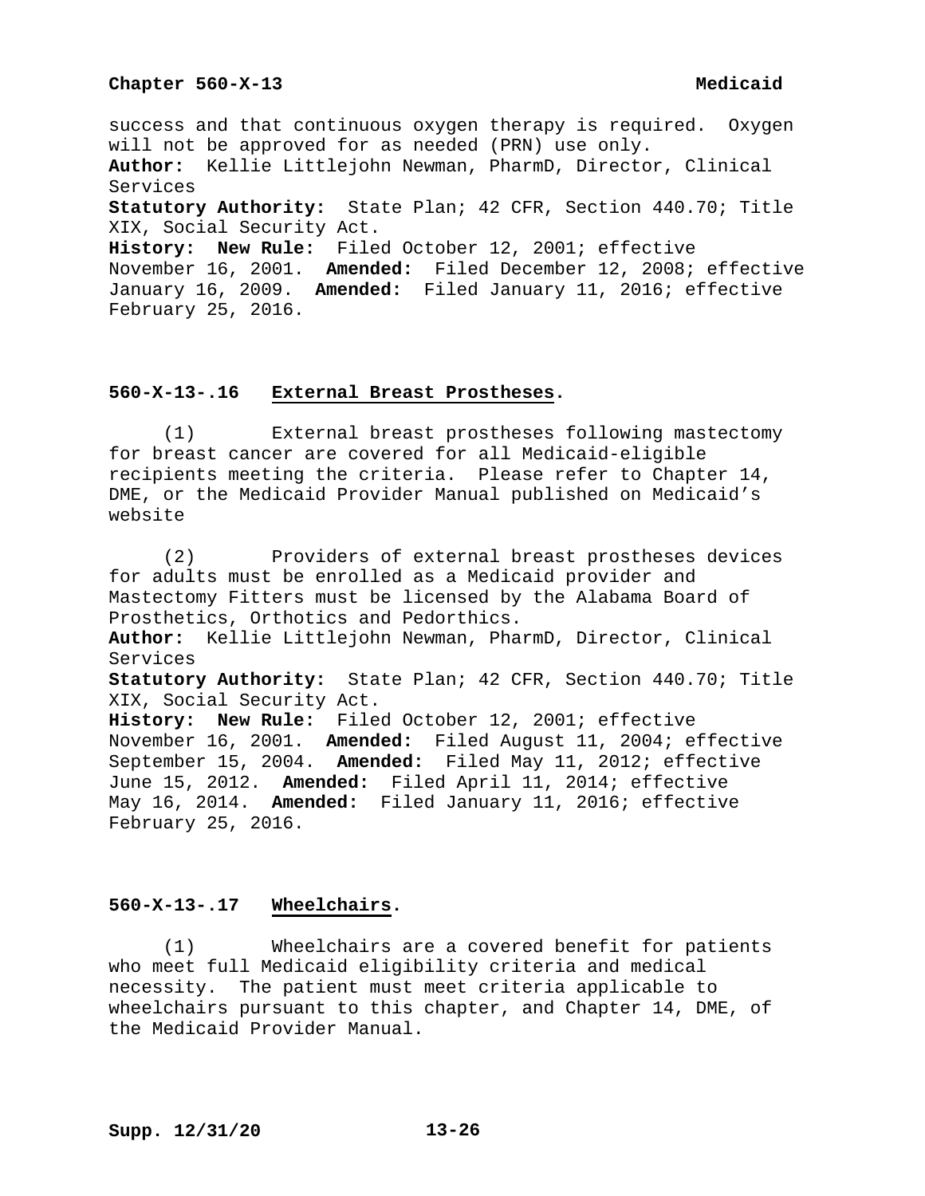success and that continuous oxygen therapy is required. Oxygen will not be approved for as needed (PRN) use only.
**Author:** Kellie Littlejohn Newman, PharmD, Director, Clinical Services
**Statutory Authority:** State Plan; 42 CFR, Section 440.70; Title XIX, Social Security Act.
**History: New Rule:** Filed October 12, 2001; effective November 16, 2001. **Amended:** Filed December 12, 2008; effective January 16, 2009. **Amended:** Filed January 11, 2016; effective February 25, 2016.

### 560-X-13-.16 External Breast Prostheses.

(1) External breast prostheses following mastectomy for breast cancer are covered for all Medicaid-eligible recipients meeting the criteria. Please refer to Chapter 14, DME, or the Medicaid Provider Manual published on Medicaid's website

(2) Providers of external breast prostheses devices for adults must be enrolled as a Medicaid provider and Mastectomy Fitters must be licensed by the Alabama Board of Prosthetics, Orthotics and Pedorthics.
**Author:** Kellie Littlejohn Newman, PharmD, Director, Clinical Services
**Statutory Authority:** State Plan; 42 CFR, Section 440.70; Title XIX, Social Security Act.
**History: New Rule:** Filed October 12, 2001; effective November 16, 2001. **Amended:** Filed August 11, 2004; effective September 15, 2004. **Amended:** Filed May 11, 2012; effective June 15, 2012. **Amended:** Filed April 11, 2014; effective May 16, 2014. **Amended:** Filed January 11, 2016; effective February 25, 2016.

### 560-X-13-.17 Wheelchairs.

(1) Wheelchairs are a covered benefit for patients who meet full Medicaid eligibility criteria and medical necessity. The patient must meet criteria applicable to wheelchairs pursuant to this chapter, and Chapter 14, DME, of the Medicaid Provider Manual.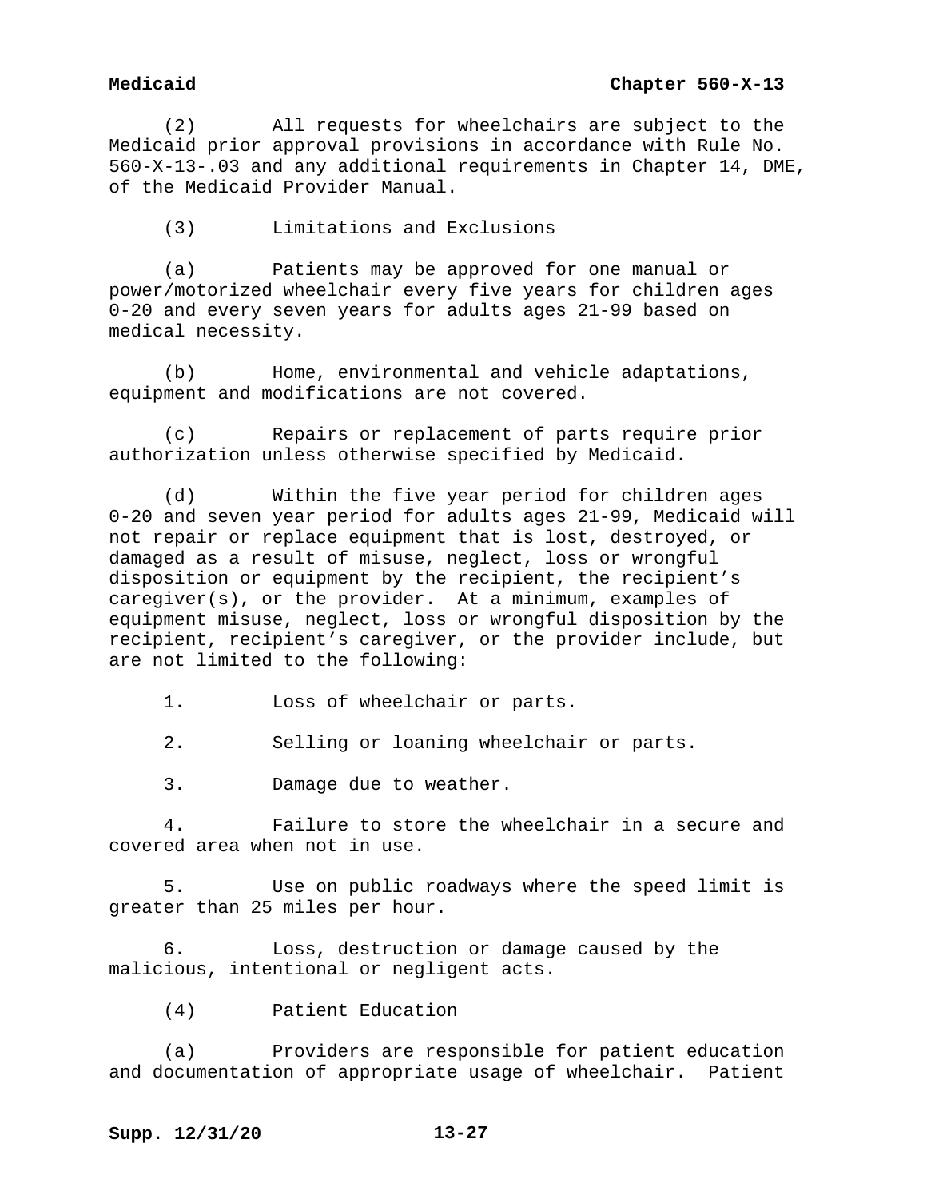(2) All requests for wheelchairs are subject to the Medicaid prior approval provisions in accordance with Rule No. 560-X-13-.03 and any additional requirements in Chapter 14, DME, of the Medicaid Provider Manual.

(3) Limitations and Exclusions

(a) Patients may be approved for one manual or power/motorized wheelchair every five years for children ages 0-20 and every seven years for adults ages 21-99 based on medical necessity.

(b) Home, environmental and vehicle adaptations, equipment and modifications are not covered.

(c) Repairs or replacement of parts require prior authorization unless otherwise specified by Medicaid.

(d) Within the five year period for children ages 0-20 and seven year period for adults ages 21-99, Medicaid will not repair or replace equipment that is lost, destroyed, or damaged as a result of misuse, neglect, loss or wrongful disposition or equipment by the recipient, the recipient's caregiver(s), or the provider. At a minimum, examples of equipment misuse, neglect, loss or wrongful disposition by the recipient, recipient's caregiver, or the provider include, but are not limited to the following:

1. Loss of wheelchair or parts.

2. Selling or loaning wheelchair or parts.

3. Damage due to weather.

4. Failure to store the wheelchair in a secure and covered area when not in use.

5. Use on public roadways where the speed limit is greater than 25 miles per hour.

6. Loss, destruction or damage caused by the malicious, intentional or negligent acts.

(4) Patient Education

(a) Providers are responsible for patient education and documentation of appropriate usage of wheelchair. Patient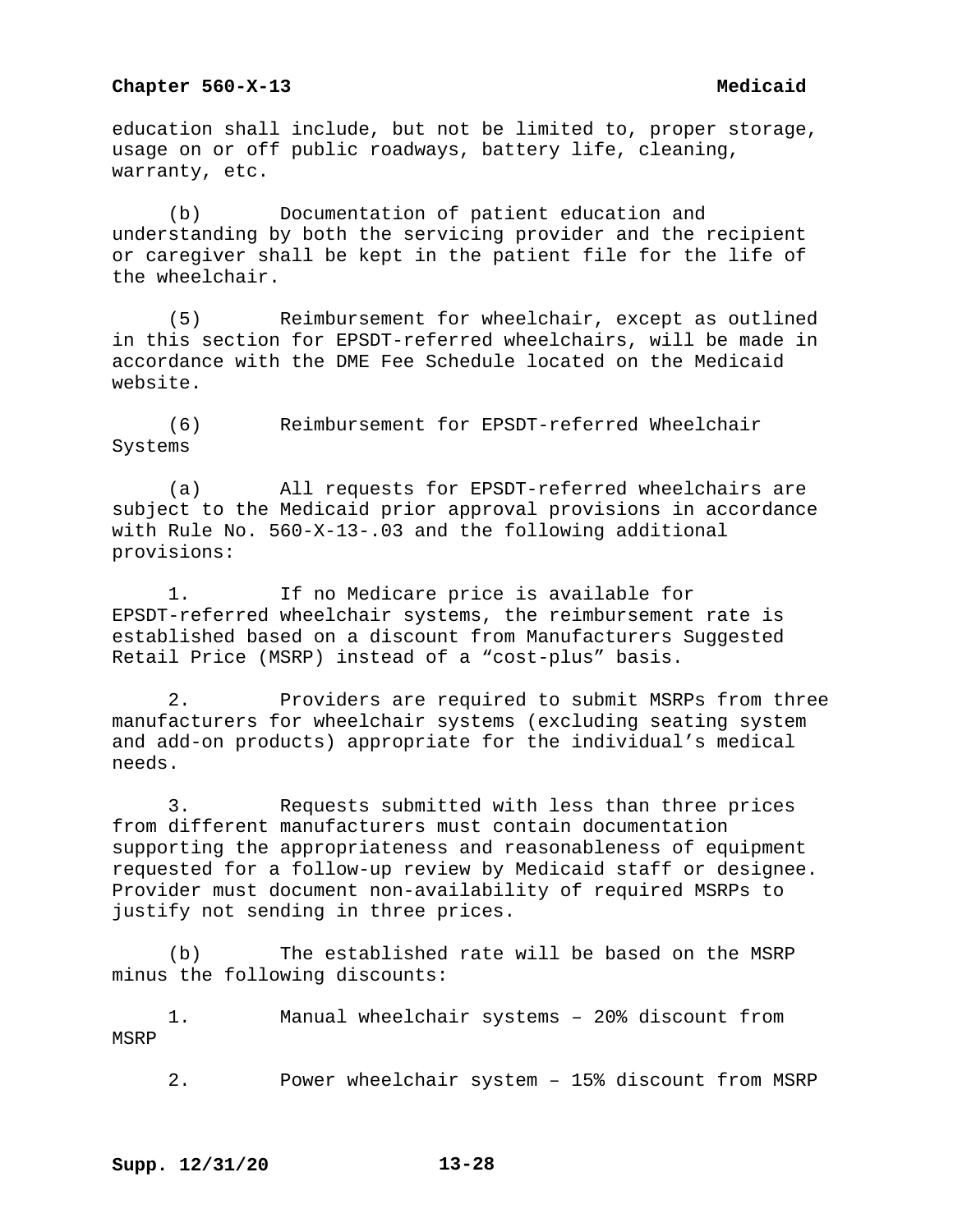education shall include, but not be limited to, proper storage, usage on or off public roadways, battery life, cleaning, warranty, etc.

(b) Documentation of patient education and understanding by both the servicing provider and the recipient or caregiver shall be kept in the patient file for the life of the wheelchair.

(5) Reimbursement for wheelchair, except as outlined in this section for EPSDT-referred wheelchairs, will be made in accordance with the DME Fee Schedule located on the Medicaid website.

(6) Reimbursement for EPSDT-referred Wheelchair Systems

(a) All requests for EPSDT-referred wheelchairs are subject to the Medicaid prior approval provisions in accordance with Rule No. 560-X-13-.03 and the following additional provisions:

1. If no Medicare price is available for EPSDT-referred wheelchair systems, the reimbursement rate is established based on a discount from Manufacturers Suggested Retail Price (MSRP) instead of a "cost-plus" basis.

2. Providers are required to submit MSRPs from three manufacturers for wheelchair systems (excluding seating system and add-on products) appropriate for the individual's medical needs.

3. Requests submitted with less than three prices from different manufacturers must contain documentation supporting the appropriateness and reasonableness of equipment requested for a follow-up review by Medicaid staff or designee. Provider must document non-availability of required MSRPs to justify not sending in three prices.

(b) The established rate will be based on the MSRP minus the following discounts:

1. Manual wheelchair systems – 20% discount from MSRP

2. Power wheelchair system – 15% discount from MSRP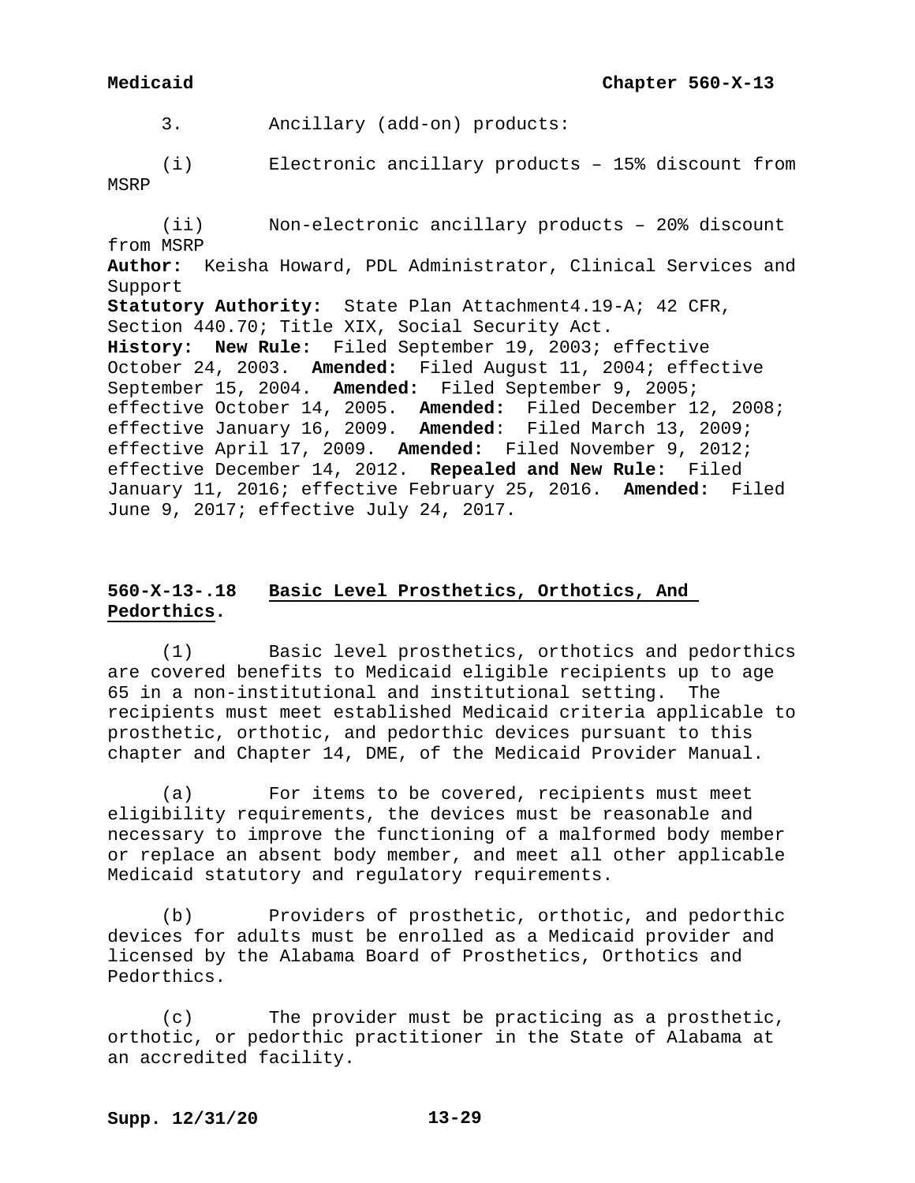3. Ancillary (add-on) products:

(i) Electronic ancillary products – 15% discount from MSRP

(ii) Non-electronic ancillary products – 20% discount from MSRP

**Author:** Keisha Howard, PDL Administrator, Clinical Services and Support

**Statutory Authority:** State Plan Attachment4.19-A; 42 CFR, Section 440.70; Title XIX, Social Security Act.

**History: New Rule:** Filed September 19, 2003; effective October 24, 2003. **Amended:** Filed August 11, 2004; effective September 15, 2004. **Amended:** Filed September 9, 2005; effective October 14, 2005. **Amended:** Filed December 12, 2008; effective January 16, 2009. **Amended**: Filed March 13, 2009; effective April 17, 2009. **Amended:** Filed November 9, 2012; effective December 14, 2012. **Repealed and New Rule:** Filed January 11, 2016; effective February 25, 2016. **Amended:** Filed June 9, 2017; effective July 24, 2017.

## 560-X-13-.18 Basic Level Prosthetics, Orthotics, And Pedorthics.

(1) Basic level prosthetics, orthotics and pedorthics are covered benefits to Medicaid eligible recipients up to age 65 in a non-institutional and institutional setting. The recipients must meet established Medicaid criteria applicable to prosthetic, orthotic, and pedorthic devices pursuant to this chapter and Chapter 14, DME, of the Medicaid Provider Manual.

(a) For items to be covered, recipients must meet eligibility requirements, the devices must be reasonable and necessary to improve the functioning of a malformed body member or replace an absent body member, and meet all other applicable Medicaid statutory and regulatory requirements.

(b) Providers of prosthetic, orthotic, and pedorthic devices for adults must be enrolled as a Medicaid provider and licensed by the Alabama Board of Prosthetics, Orthotics and Pedorthics.

(c) The provider must be practicing as a prosthetic, orthotic, or pedorthic practitioner in the State of Alabama at an accredited facility.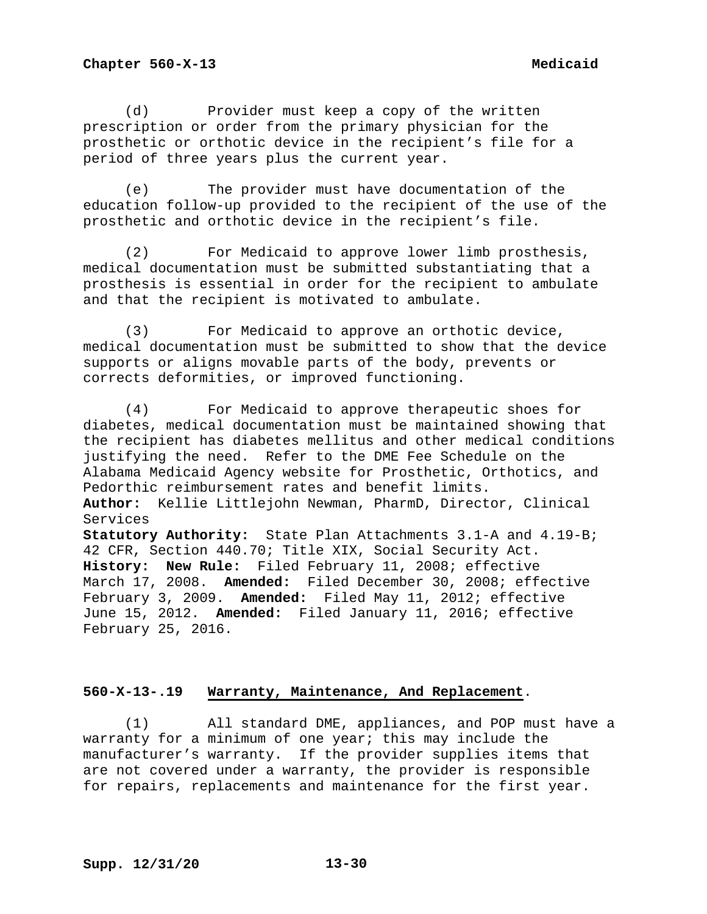(d) Provider must keep a copy of the written prescription or order from the primary physician for the prosthetic or orthotic device in the recipient's file for a period of three years plus the current year.

(e) The provider must have documentation of the education follow-up provided to the recipient of the use of the prosthetic and orthotic device in the recipient's file.

(2) For Medicaid to approve lower limb prosthesis, medical documentation must be submitted substantiating that a prosthesis is essential in order for the recipient to ambulate and that the recipient is motivated to ambulate.

(3) For Medicaid to approve an orthotic device, medical documentation must be submitted to show that the device supports or aligns movable parts of the body, prevents or corrects deformities, or improved functioning.

(4) For Medicaid to approve therapeutic shoes for diabetes, medical documentation must be maintained showing that the recipient has diabetes mellitus and other medical conditions justifying the need. Refer to the DME Fee Schedule on the Alabama Medicaid Agency website for Prosthetic, Orthotics, and Pedorthic reimbursement rates and benefit limits.

**Author:** Kellie Littlejohn Newman, PharmD, Director, Clinical Services

**Statutory Authority:** State Plan Attachments 3.1-A and 4.19-B; 42 CFR, Section 440.70; Title XIX, Social Security Act.

**History: New Rule:** Filed February 11, 2008; effective March 17, 2008. **Amended:** Filed December 30, 2008; effective February 3, 2009. **Amended:** Filed May 11, 2012; effective June 15, 2012. **Amended:** Filed January 11, 2016; effective February 25, 2016.

## 560-X-13-.19 Warranty, Maintenance, And Replacement.

(1) All standard DME, appliances, and POP must have a warranty for a minimum of one year; this may include the manufacturer's warranty. If the provider supplies items that are not covered under a warranty, the provider is responsible for repairs, replacements and maintenance for the first year.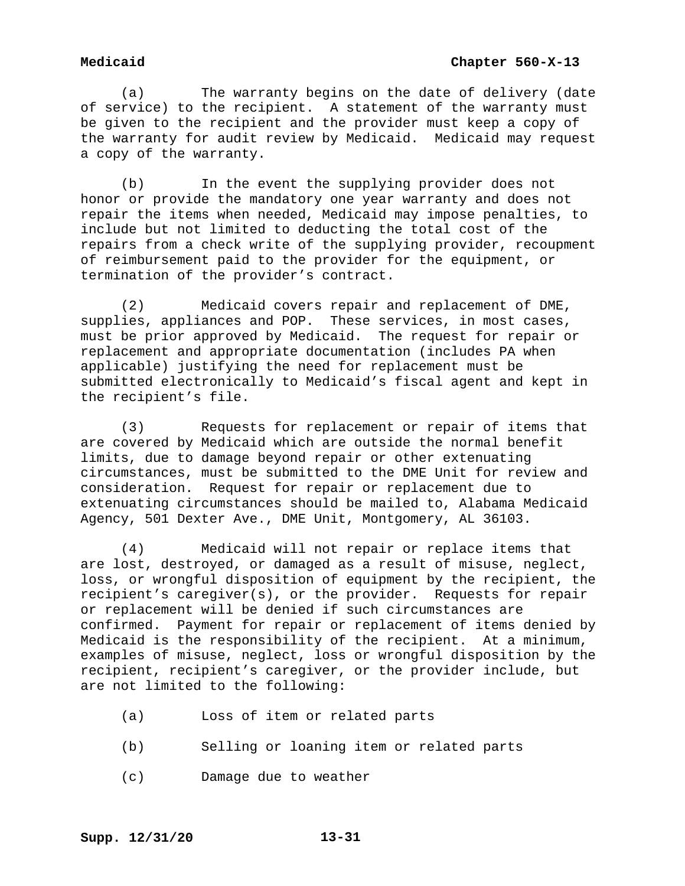(a) The warranty begins on the date of delivery (date of service) to the recipient. A statement of the warranty must be given to the recipient and the provider must keep a copy of the warranty for audit review by Medicaid. Medicaid may request a copy of the warranty.

(b) In the event the supplying provider does not honor or provide the mandatory one year warranty and does not repair the items when needed, Medicaid may impose penalties, to include but not limited to deducting the total cost of the repairs from a check write of the supplying provider, recoupment of reimbursement paid to the provider for the equipment, or termination of the provider's contract.

(2) Medicaid covers repair and replacement of DME, supplies, appliances and POP. These services, in most cases, must be prior approved by Medicaid. The request for repair or replacement and appropriate documentation (includes PA when applicable) justifying the need for replacement must be submitted electronically to Medicaid's fiscal agent and kept in the recipient's file.

(3) Requests for replacement or repair of items that are covered by Medicaid which are outside the normal benefit limits, due to damage beyond repair or other extenuating circumstances, must be submitted to the DME Unit for review and consideration. Request for repair or replacement due to extenuating circumstances should be mailed to, Alabama Medicaid Agency, 501 Dexter Ave., DME Unit, Montgomery, AL 36103.

(4) Medicaid will not repair or replace items that are lost, destroyed, or damaged as a result of misuse, neglect, loss, or wrongful disposition of equipment by the recipient, the recipient's caregiver(s), or the provider. Requests for repair or replacement will be denied if such circumstances are confirmed. Payment for repair or replacement of items denied by Medicaid is the responsibility of the recipient. At a minimum, examples of misuse, neglect, loss or wrongful disposition by the recipient, recipient's caregiver, or the provider include, but are not limited to the following:

(a) Loss of item or related parts

(b) Selling or loaning item or related parts

(c) Damage due to weather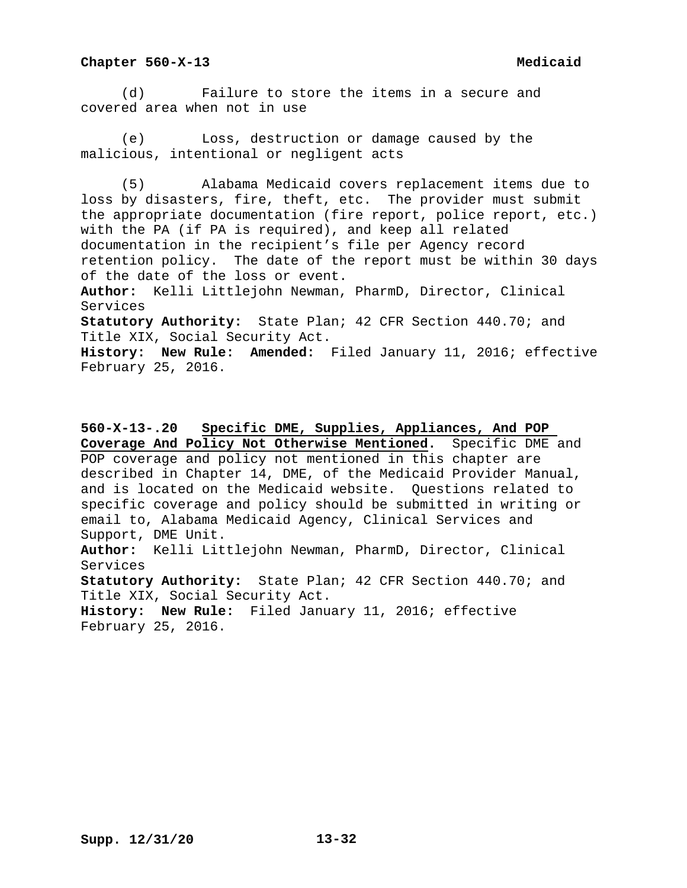(d) Failure to store the items in a secure and covered area when not in use

(e) Loss, destruction or damage caused by the malicious, intentional or negligent acts

(5) Alabama Medicaid covers replacement items due to loss by disasters, fire, theft, etc. The provider must submit the appropriate documentation (fire report, police report, etc.) with the PA (if PA is required), and keep all related documentation in the recipient's file per Agency record retention policy. The date of the report must be within 30 days of the date of the loss or event.

**Author:** Kelli Littlejohn Newman, PharmD, Director, Clinical Services

**Statutory Authority:** State Plan; 42 CFR Section 440.70; and Title XIX, Social Security Act.

**History:** **New Rule:** **Amended:** Filed January 11, 2016; effective February 25, 2016.

**560-X-13-.20** **Specific DME, Supplies, Appliances, And POP Coverage And Policy Not Otherwise Mentioned.** Specific DME and POP coverage and policy not mentioned in this chapter are described in Chapter 14, DME, of the Medicaid Provider Manual, and is located on the Medicaid website. Questions related to specific coverage and policy should be submitted in writing or email to, Alabama Medicaid Agency, Clinical Services and Support, DME Unit.

**Author:** Kelli Littlejohn Newman, PharmD, Director, Clinical Services

**Statutory Authority:** State Plan; 42 CFR Section 440.70; and Title XIX, Social Security Act.

**History:** **New Rule:** Filed January 11, 2016; effective February 25, 2016.